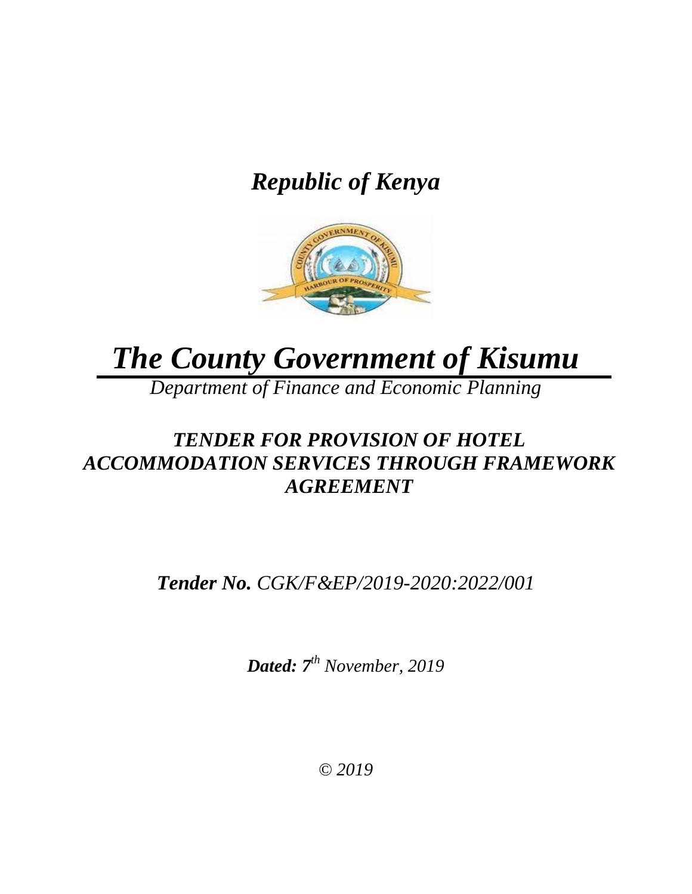***Republic of Kenya***

# ***The County Government of Kisumu***

*Department of Finance and Economic Planning*

## ***TENDER FOR PROVISION OF HOTEL ACCOMMODATION SERVICES THROUGH FRAMEWORK AGREEMENT***

***Tender No.*** *CGK/F&EP/2019-2020:2022/001*

***Dated: 7th*** *November, 2019*

*© 2019*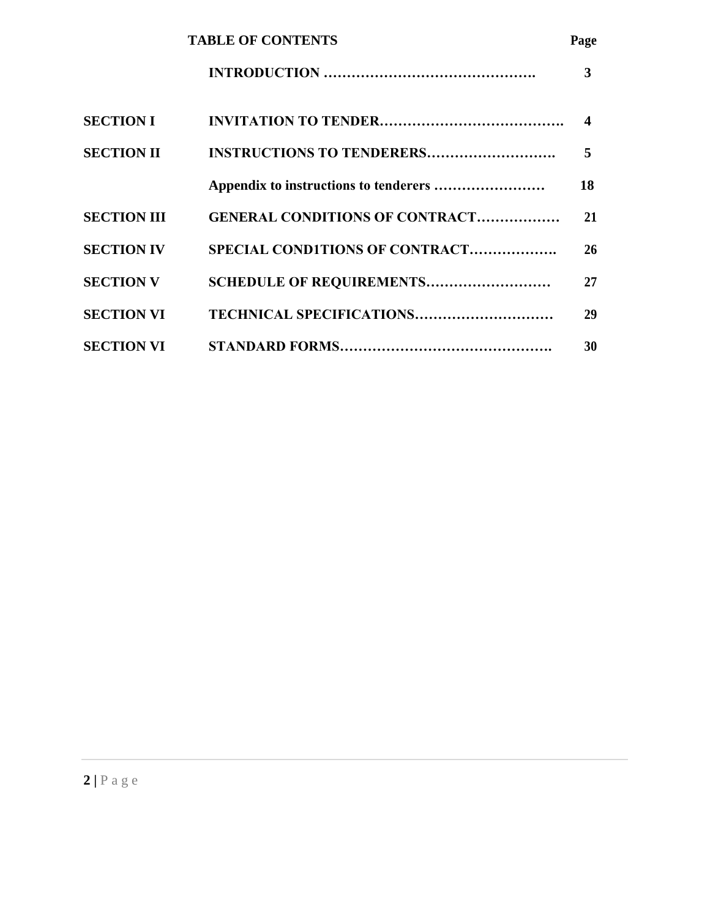| | TABLE OF CONTENTS | Page |
|---|---|---|
| | **INTRODUCTION ……………………………………….** | **3** |
| **SECTION I** | **INVITATION TO TENDER………………………………….** | **4** |
| **SECTION II** | **INSTRUCTIONS TO TENDERERS……………………….** | **5** |
| | **Appendix to instructions to tenderers ……………………** | **18** |
| **SECTION III** | **GENERAL CONDITIONS OF CONTRACT………………** | **21** |
| **SECTION IV** | **SPECIAL COND1TIONS OF CONTRACT……………….** | **26** |
| **SECTION V** | **SCHEDULE OF REQUIREMENTS………………………** | **27** |
| **SECTION VI** | **TECHNICAL SPECIFICATIONS…………………………** | **29** |
| **SECTION VI** | **STANDARD FORMS……………………………………….** | **30** |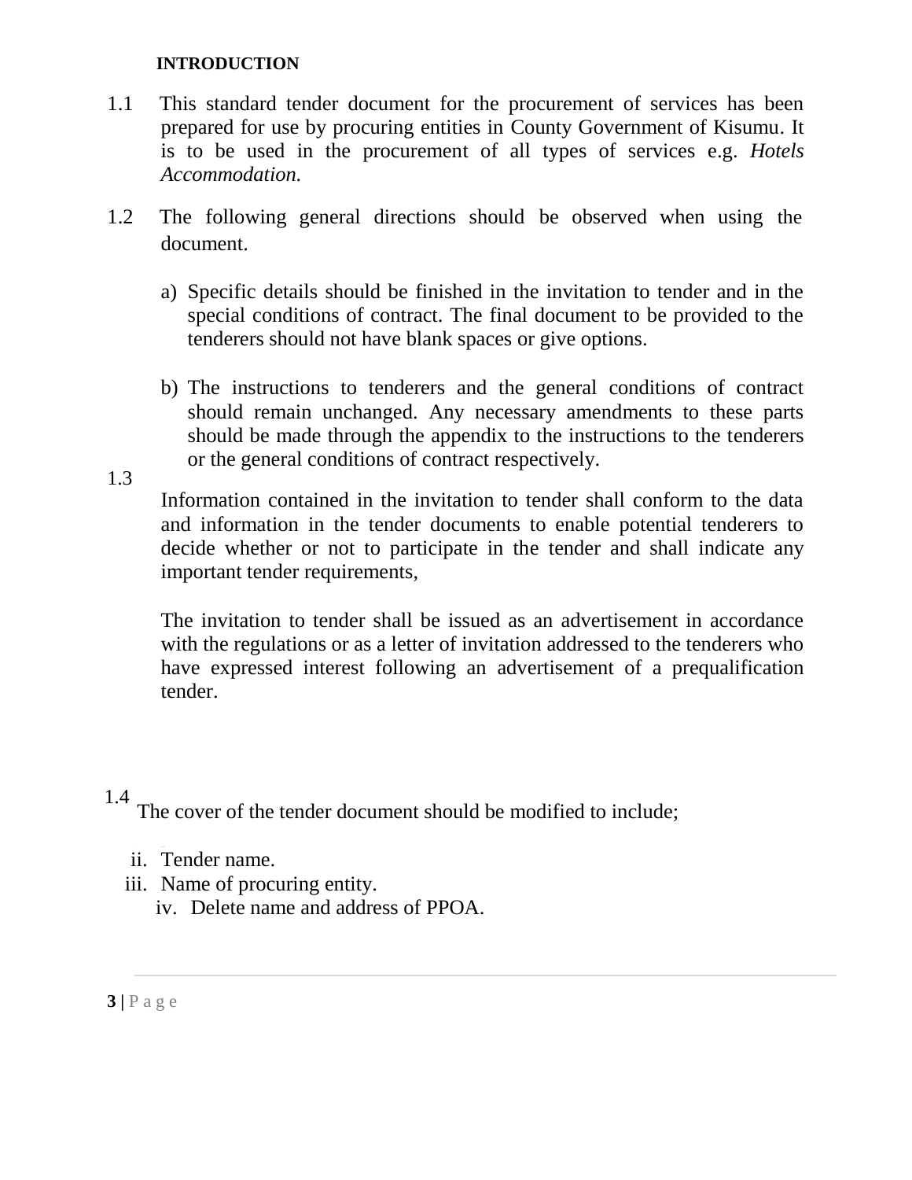# INTRODUCTION

1.1 This standard tender document for the procurement of services has been prepared for use by procuring entities in County Government of Kisumu. It is to be used in the procurement of all types of services e.g. *Hotels Accommodation.*

1.2 The following general directions should be observed when using the document.

a) Specific details should be finished in the invitation to tender and in the special conditions of contract. The final document to be provided to the tenderers should not have blank spaces or give options.

b) The instructions to tenderers and the general conditions of contract should remain unchanged. Any necessary amendments to these parts should be made through the appendix to the instructions to the tenderers or the general conditions of contract respectively.

1.3 Information contained in the invitation to tender shall conform to the data and information in the tender documents to enable potential tenderers to decide whether or not to participate in the tender and shall indicate any important tender requirements,

The invitation to tender shall be issued as an advertisement in accordance with the regulations or as a letter of invitation addressed to the tenderers who have expressed interest following an advertisement of a prequalification tender.

1.4 The cover of the tender document should be modified to include;

ii. Tender name.
iii. Name of procuring entity.
iv. Delete name and address of PPOA.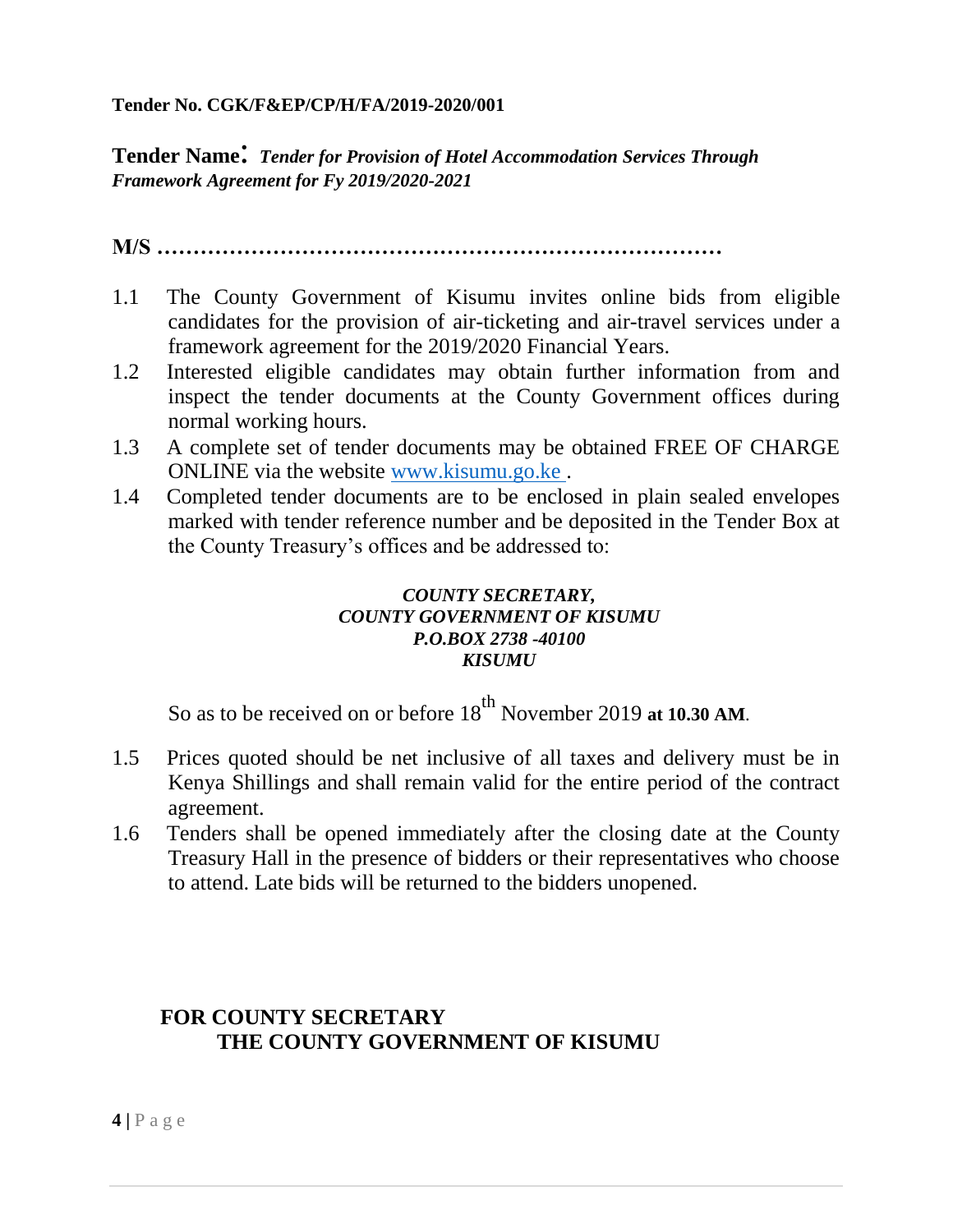**Tender No. CGK/F&EP/CP/H/FA/2019-2020/001**

**Tender Name:** ***Tender for Provision of Hotel Accommodation Services Through Framework Agreement for Fy 2019/2020-2021***

**M/S …………………………………………………………………**

1.1 The County Government of Kisumu invites online bids from eligible candidates for the provision of air-ticketing and air-travel services under a framework agreement for the 2019/2020 Financial Years.

1.2 Interested eligible candidates may obtain further information from and inspect the tender documents at the County Government offices during normal working hours.

1.3 A complete set of tender documents may be obtained FREE OF CHARGE ONLINE via the website www.kisumu.go.ke .

1.4 Completed tender documents are to be enclosed in plain sealed envelopes marked with tender reference number and be deposited in the Tender Box at the County Treasury's offices and be addressed to:

***COUNTY SECRETARY,***
***COUNTY GOVERNMENT OF KISUMU***
***P.O.BOX 2738 -40100***
***KISUMU***

So as to be received on or before 18th November 2019 **at 10.30 AM**.

1.5 Prices quoted should be net inclusive of all taxes and delivery must be in Kenya Shillings and shall remain valid for the entire period of the contract agreement.

1.6 Tenders shall be opened immediately after the closing date at the County Treasury Hall in the presence of bidders or their representatives who choose to attend. Late bids will be returned to the bidders unopened.

**FOR COUNTY SECRETARY**
**THE COUNTY GOVERNMENT OF KISUMU**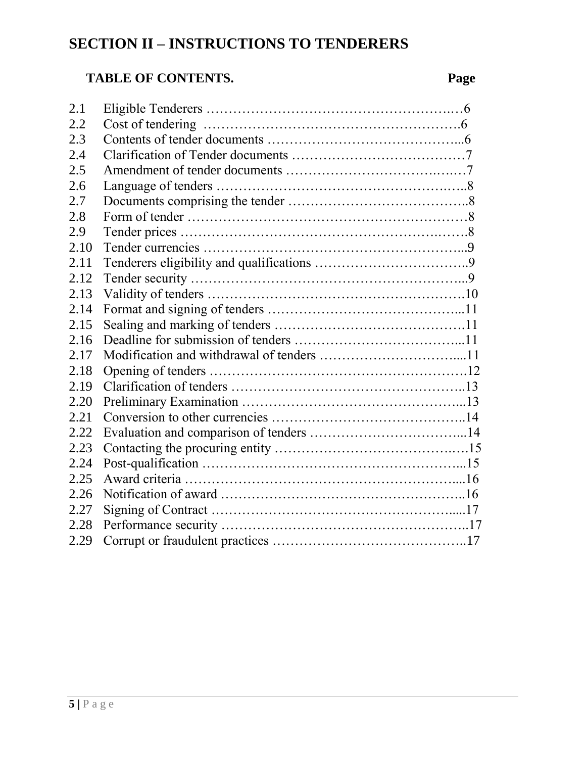# SECTION II – INSTRUCTIONS TO TENDERERS

**TABLE OF CONTENTS.** **Page**

| | | |
|---|---|---|
| 2.1 | Eligible Tenderers | 6 |
| 2.2 | Cost of tendering | 6 |
| 2.3 | Contents of tender documents | 6 |
| 2.4 | Clarification of Tender documents | 7 |
| 2.5 | Amendment of tender documents | 7 |
| 2.6 | Language of tenders | 8 |
| 2.7 | Documents comprising the tender | 8 |
| 2.8 | Form of tender | 8 |
| 2.9 | Tender prices | 8 |
| 2.10 | Tender currencies | 9 |
| 2.11 | Tenderers eligibility and qualifications | 9 |
| 2.12 | Tender security | 9 |
| 2.13 | Validity of tenders | 10 |
| 2.14 | Format and signing of tenders | 11 |
| 2.15 | Sealing and marking of tenders | 11 |
| 2.16 | Deadline for submission of tenders | 11 |
| 2.17 | Modification and withdrawal of tenders | 11 |
| 2.18 | Opening of tenders | 12 |
| 2.19 | Clarification of tenders | 13 |
| 2.20 | Preliminary Examination | 13 |
| 2.21 | Conversion to other currencies | 14 |
| 2.22 | Evaluation and comparison of tenders | 14 |
| 2.23 | Contacting the procuring entity | 15 |
| 2.24 | Post-qualification | 15 |
| 2.25 | Award criteria | 16 |
| 2.26 | Notification of award | 16 |
| 2.27 | Signing of Contract | 17 |
| 2.28 | Performance security | 17 |
| 2.29 | Corrupt or fraudulent practices | 17 |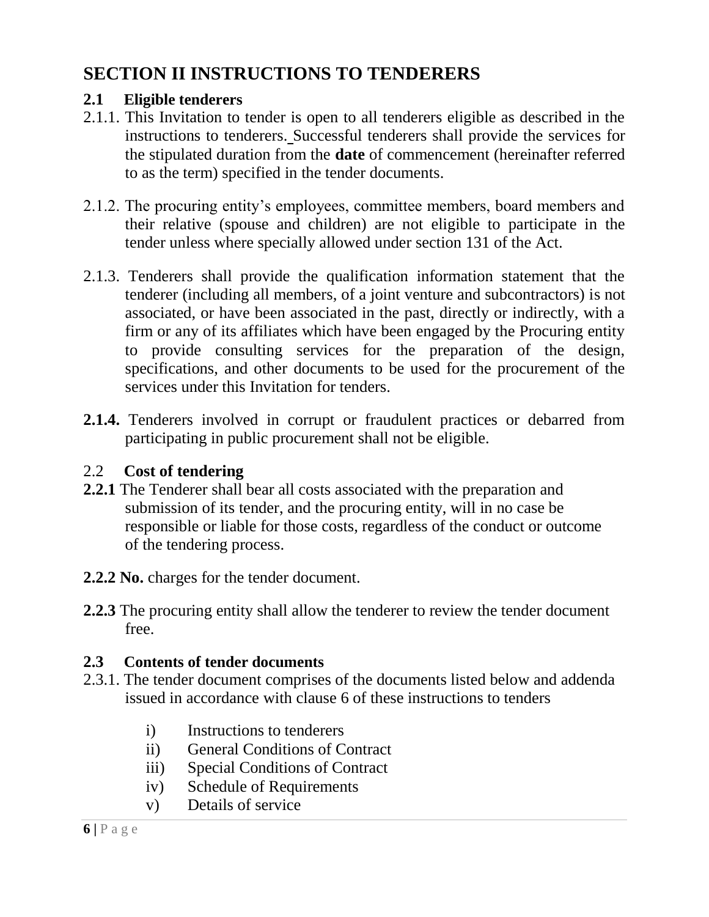# SECTION II INSTRUCTIONS TO TENDERERS

## 2.1 Eligible tenderers

2.1.1. This Invitation to tender is open to all tenderers eligible as described in the instructions to tenderers. Successful tenderers shall provide the services for the stipulated duration from the **date** of commencement (hereinafter referred to as the term) specified in the tender documents.

2.1.2. The procuring entity's employees, committee members, board members and their relative (spouse and children) are not eligible to participate in the tender unless where specially allowed under section 131 of the Act.

2.1.3. Tenderers shall provide the qualification information statement that the tenderer (including all members, of a joint venture and subcontractors) is not associated, or have been associated in the past, directly or indirectly, with a firm or any of its affiliates which have been engaged by the Procuring entity to provide consulting services for the preparation of the design, specifications, and other documents to be used for the procurement of the services under this Invitation for tenders.

**2.1.4.** Tenderers involved in corrupt or fraudulent practices or debarred from participating in public procurement shall not be eligible.

## 2.2 Cost of tendering

**2.2.1** The Tenderer shall bear all costs associated with the preparation and submission of its tender, and the procuring entity, will in no case be responsible or liable for those costs, regardless of the conduct or outcome of the tendering process.

**2.2.2 No.** charges for the tender document.

**2.2.3** The procuring entity shall allow the tenderer to review the tender document free.

## 2.3 Contents of tender documents

2.3.1. The tender document comprises of the documents listed below and addenda issued in accordance with clause 6 of these instructions to tenders

i) Instructions to tenderers
ii) General Conditions of Contract
iii) Special Conditions of Contract
iv) Schedule of Requirements
v) Details of service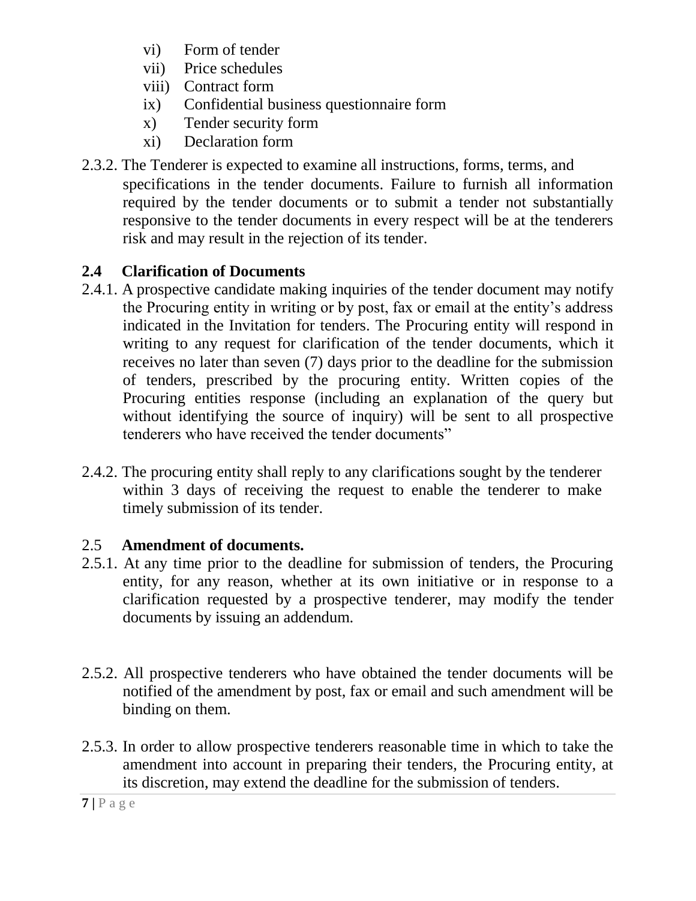vi) Form of tender
vii) Price schedules
viii) Contract form
ix) Confidential business questionnaire form
x) Tender security form
xi) Declaration form

2.3.2. The Tenderer is expected to examine all instructions, forms, terms, and specifications in the tender documents. Failure to furnish all information required by the tender documents or to submit a tender not substantially responsive to the tender documents in every respect will be at the tenderers risk and may result in the rejection of its tender.

## 2.4 Clarification of Documents

2.4.1. A prospective candidate making inquiries of the tender document may notify the Procuring entity in writing or by post, fax or email at the entity's address indicated in the Invitation for tenders. The Procuring entity will respond in writing to any request for clarification of the tender documents, which it receives no later than seven (7) days prior to the deadline for the submission of tenders, prescribed by the procuring entity. Written copies of the Procuring entities response (including an explanation of the query but without identifying the source of inquiry) will be sent to all prospective tenderers who have received the tender documents"

2.4.2. The procuring entity shall reply to any clarifications sought by the tenderer within 3 days of receiving the request to enable the tenderer to make timely submission of its tender.

## 2.5 Amendment of documents.

2.5.1. At any time prior to the deadline for submission of tenders, the Procuring entity, for any reason, whether at its own initiative or in response to a clarification requested by a prospective tenderer, may modify the tender documents by issuing an addendum.

2.5.2. All prospective tenderers who have obtained the tender documents will be notified of the amendment by post, fax or email and such amendment will be binding on them.

2.5.3. In order to allow prospective tenderers reasonable time in which to take the amendment into account in preparing their tenders, the Procuring entity, at its discretion, may extend the deadline for the submission of tenders.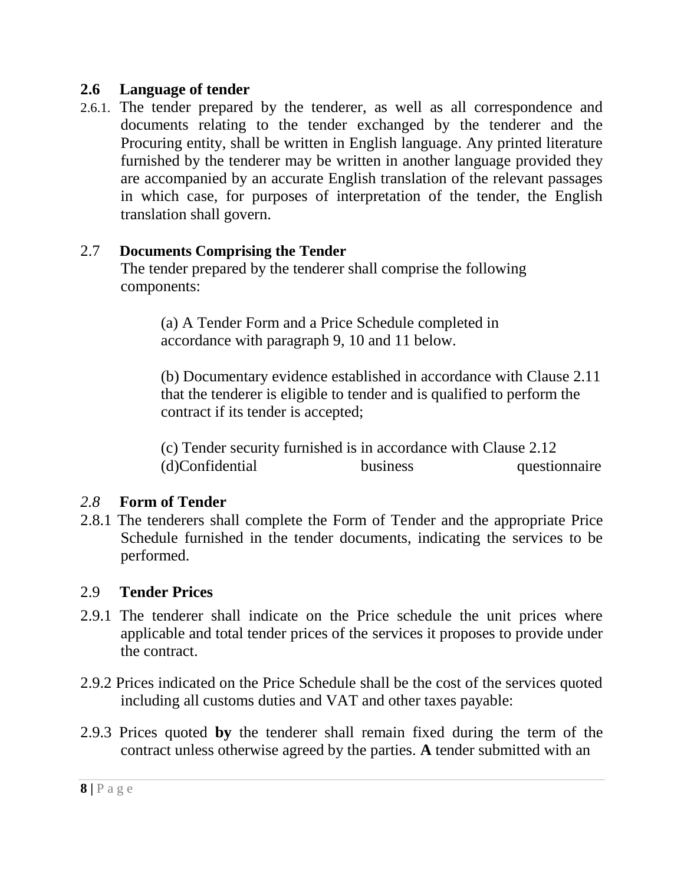### 2.6 Language of tender

2.6.1. The tender prepared by the tenderer, as well as all correspondence and documents relating to the tender exchanged by the tenderer and the Procuring entity, shall be written in English language. Any printed literature furnished by the tenderer may be written in another language provided they are accompanied by an accurate English translation of the relevant passages in which case, for purposes of interpretation of the tender, the English translation shall govern.

### 2.7 Documents Comprising the Tender

The tender prepared by the tenderer shall comprise the following components:

(a) A Tender Form and a Price Schedule completed in accordance with paragraph 9, 10 and 11 below.

(b) Documentary evidence established in accordance with Clause 2.11 that the tenderer is eligible to tender and is qualified to perform the contract if its tender is accepted;

(c) Tender security furnished is in accordance with Clause 2.12
(d)Confidential business questionnaire

### *2.8* Form of Tender

2.8.1 The tenderers shall complete the Form of Tender and the appropriate Price Schedule furnished in the tender documents, indicating the services to be performed.

### 2.9 Tender Prices

2.9.1 The tenderer shall indicate on the Price schedule the unit prices where applicable and total tender prices of the services it proposes to provide under the contract.

2.9.2 Prices indicated on the Price Schedule shall be the cost of the services quoted including all customs duties and VAT and other taxes payable:

2.9.3 Prices quoted **by** the tenderer shall remain fixed during the term of the contract unless otherwise agreed by the parties. **A** tender submitted with an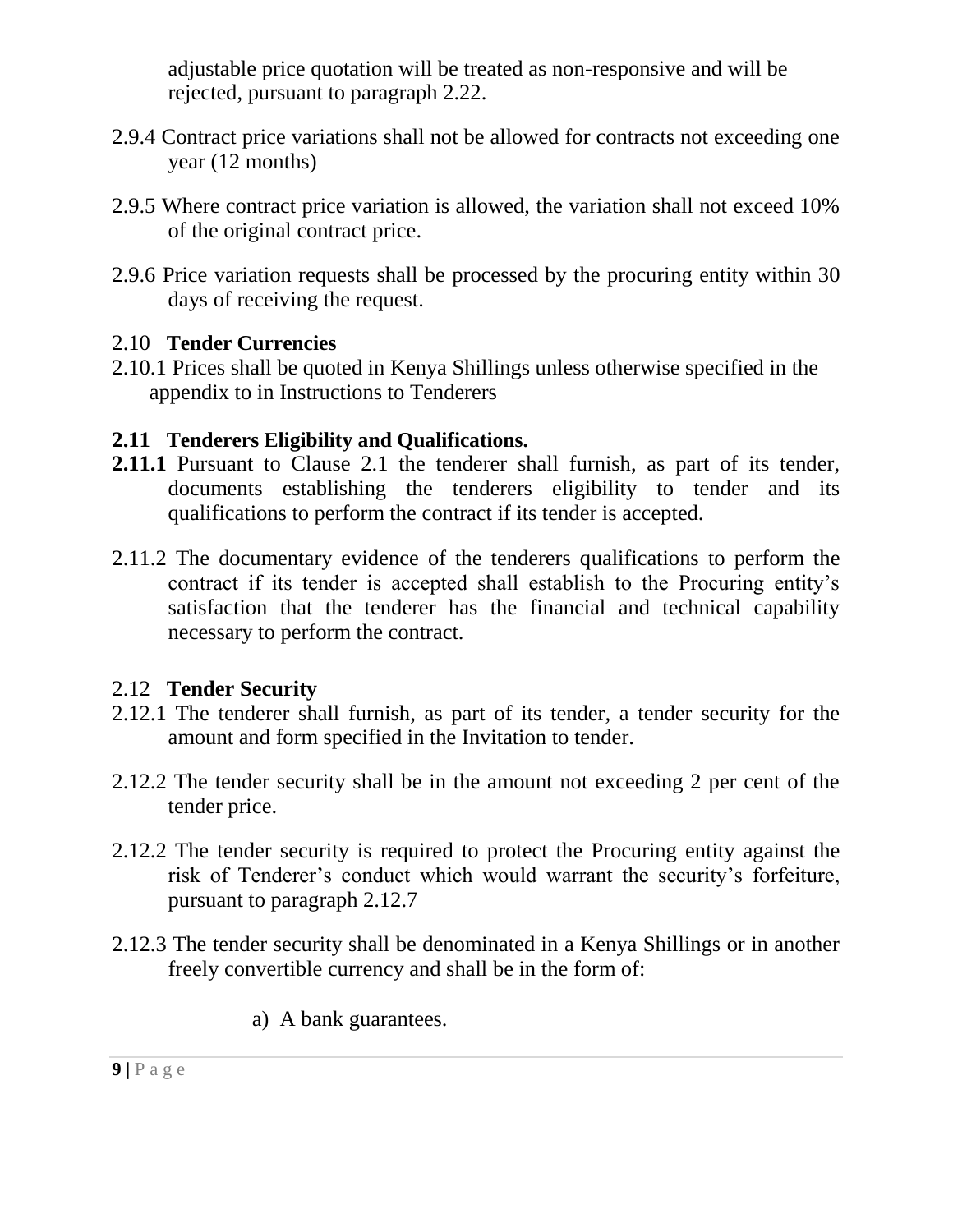adjustable price quotation will be treated as non-responsive and will be rejected, pursuant to paragraph 2.22.

2.9.4 Contract price variations shall not be allowed for contracts not exceeding one year (12 months)

2.9.5 Where contract price variation is allowed, the variation shall not exceed 10% of the original contract price.

2.9.6 Price variation requests shall be processed by the procuring entity within 30 days of receiving the request.

2.10 **Tender Currencies**

2.10.1 Prices shall be quoted in Kenya Shillings unless otherwise specified in the appendix to in Instructions to Tenderers

**2.11 Tenderers Eligibility and Qualifications.**

**2.11.1** Pursuant to Clause 2.1 the tenderer shall furnish, as part of its tender, documents establishing the tenderers eligibility to tender and its qualifications to perform the contract if its tender is accepted.

2.11.2 The documentary evidence of the tenderers qualifications to perform the contract if its tender is accepted shall establish to the Procuring entity's satisfaction that the tenderer has the financial and technical capability necessary to perform the contract.

2.12 **Tender Security**

2.12.1 The tenderer shall furnish, as part of its tender, a tender security for the amount and form specified in the Invitation to tender.

2.12.2 The tender security shall be in the amount not exceeding 2 per cent of the tender price.

2.12.2 The tender security is required to protect the Procuring entity against the risk of Tenderer's conduct which would warrant the security's forfeiture, pursuant to paragraph 2.12.7

2.12.3 The tender security shall be denominated in a Kenya Shillings or in another freely convertible currency and shall be in the form of:

a) A bank guarantees.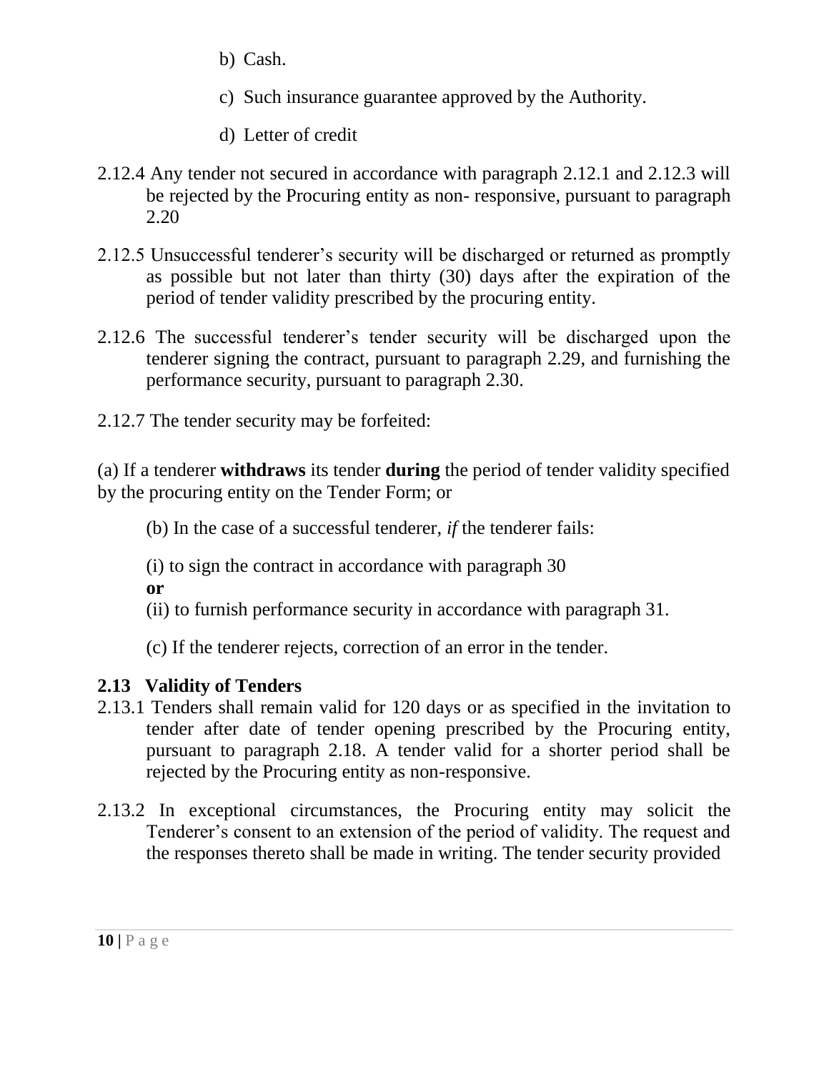b) Cash.

c) Such insurance guarantee approved by the Authority.

d) Letter of credit

2.12.4 Any tender not secured in accordance with paragraph 2.12.1 and 2.12.3 will be rejected by the Procuring entity as non- responsive, pursuant to paragraph 2.20

2.12.5 Unsuccessful tenderer's security will be discharged or returned as promptly as possible but not later than thirty (30) days after the expiration of the period of tender validity prescribed by the procuring entity.

2.12.6 The successful tenderer's tender security will be discharged upon the tenderer signing the contract, pursuant to paragraph 2.29, and furnishing the performance security, pursuant to paragraph 2.30.

2.12.7 The tender security may be forfeited:

(a) If a tenderer **withdraws** its tender **during** the period of tender validity specified by the procuring entity on the Tender Form; or

(b) In the case of a successful tenderer, *if* the tenderer fails:

(i) to sign the contract in accordance with paragraph 30
**or**
(ii) to furnish performance security in accordance with paragraph 31.

(c) If the tenderer rejects, correction of an error in the tender.

### 2.13 Validity of Tenders

2.13.1 Tenders shall remain valid for 120 days or as specified in the invitation to tender after date of tender opening prescribed by the Procuring entity, pursuant to paragraph 2.18. A tender valid for a shorter period shall be rejected by the Procuring entity as non-responsive.

2.13.2 In exceptional circumstances, the Procuring entity may solicit the Tenderer's consent to an extension of the period of validity. The request and the responses thereto shall be made in writing. The tender security provided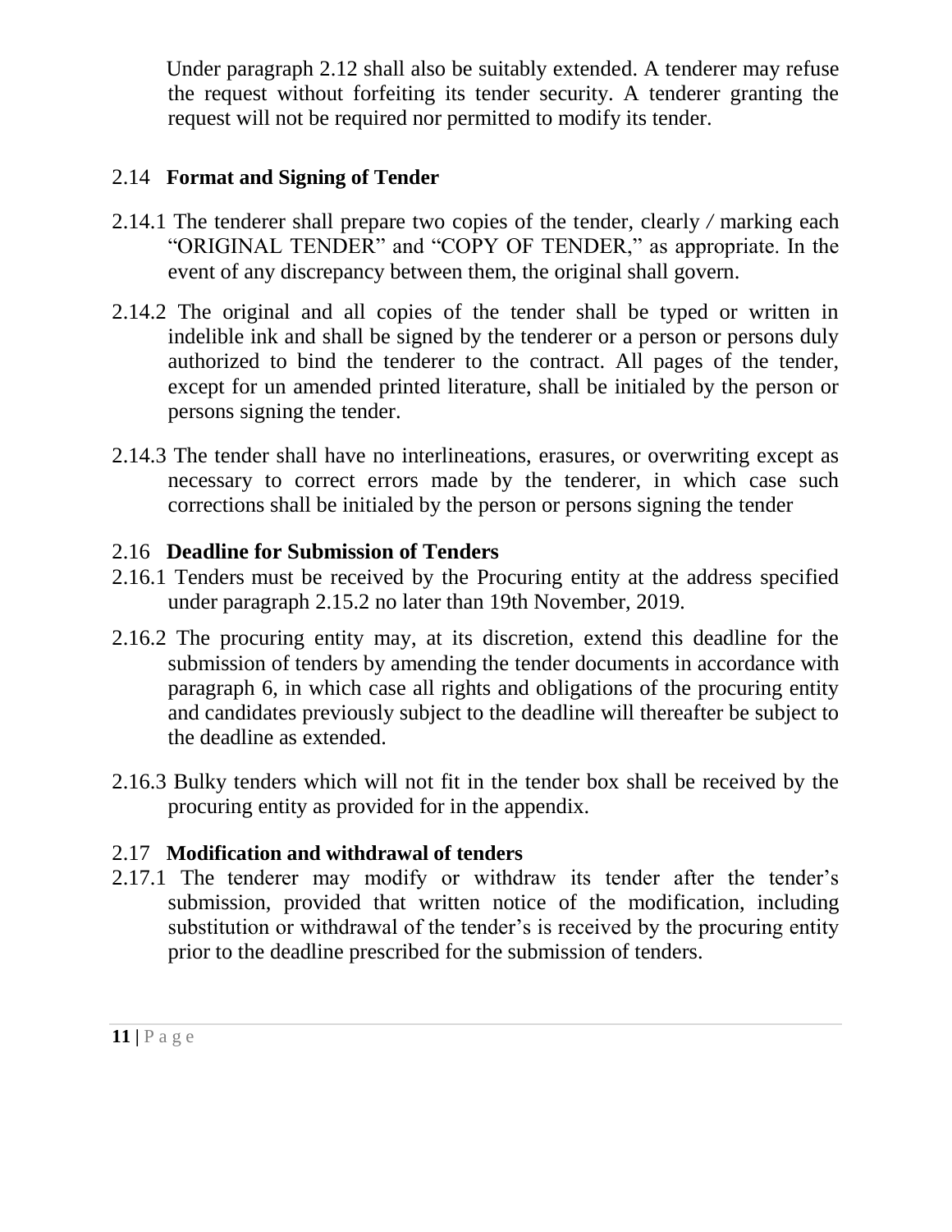Under paragraph 2.12 shall also be suitably extended. A tenderer may refuse the request without forfeiting its tender security. A tenderer granting the request will not be required nor permitted to modify its tender.

## 2.14 Format and Signing of Tender

2.14.1 The tenderer shall prepare two copies of the tender, clearly / marking each "ORIGINAL TENDER" and "COPY OF TENDER," as appropriate. In the event of any discrepancy between them, the original shall govern.

2.14.2 The original and all copies of the tender shall be typed or written in indelible ink and shall be signed by the tenderer or a person or persons duly authorized to bind the tenderer to the contract. All pages of the tender, except for un amended printed literature, shall be initialed by the person or persons signing the tender.

2.14.3 The tender shall have no interlineations, erasures, or overwriting except as necessary to correct errors made by the tenderer, in which case such corrections shall be initialed by the person or persons signing the tender

## 2.16 Deadline for Submission of Tenders

2.16.1 Tenders must be received by the Procuring entity at the address specified under paragraph 2.15.2 no later than 19th November, 2019.

2.16.2 The procuring entity may, at its discretion, extend this deadline for the submission of tenders by amending the tender documents in accordance with paragraph 6, in which case all rights and obligations of the procuring entity and candidates previously subject to the deadline will thereafter be subject to the deadline as extended.

2.16.3 Bulky tenders which will not fit in the tender box shall be received by the procuring entity as provided for in the appendix.

## 2.17 Modification and withdrawal of tenders

2.17.1 The tenderer may modify or withdraw its tender after the tender's submission, provided that written notice of the modification, including substitution or withdrawal of the tender's is received by the procuring entity prior to the deadline prescribed for the submission of tenders.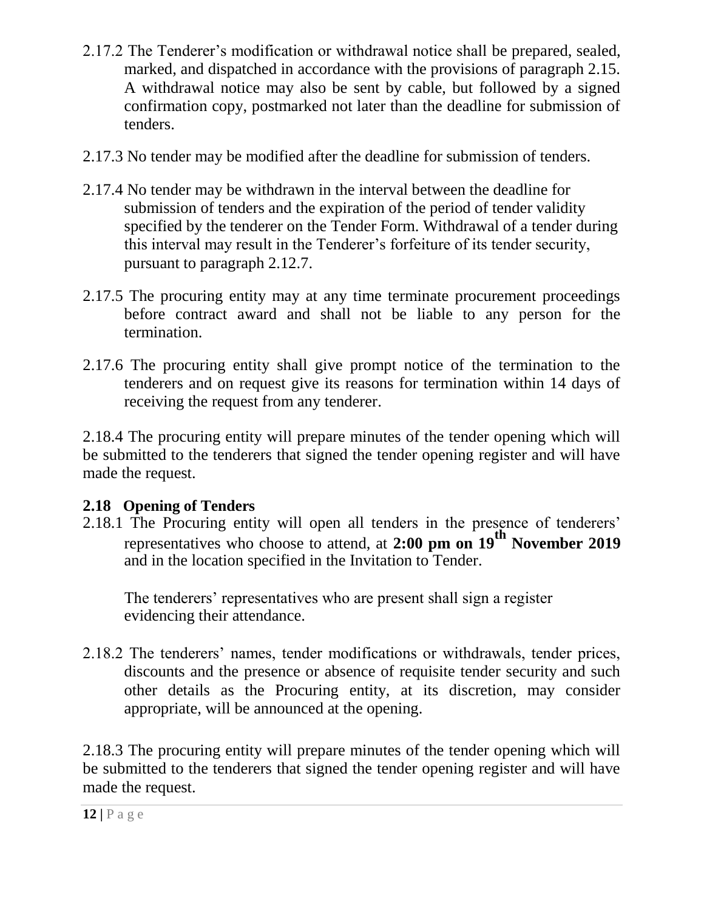2.17.2 The Tenderer's modification or withdrawal notice shall be prepared, sealed, marked, and dispatched in accordance with the provisions of paragraph 2.15. A withdrawal notice may also be sent by cable, but followed by a signed confirmation copy, postmarked not later than the deadline for submission of tenders.

2.17.3 No tender may be modified after the deadline for submission of tenders.

2.17.4 No tender may be withdrawn in the interval between the deadline for submission of tenders and the expiration of the period of tender validity specified by the tenderer on the Tender Form. Withdrawal of a tender during this interval may result in the Tenderer's forfeiture of its tender security, pursuant to paragraph 2.12.7.

2.17.5 The procuring entity may at any time terminate procurement proceedings before contract award and shall not be liable to any person for the termination.

2.17.6 The procuring entity shall give prompt notice of the termination to the tenderers and on request give its reasons for termination within 14 days of receiving the request from any tenderer.

2.18.4 The procuring entity will prepare minutes of the tender opening which will be submitted to the tenderers that signed the tender opening register and will have made the request.

**2.18 Opening of Tenders**

2.18.1 The Procuring entity will open all tenders in the presence of tenderers' representatives who choose to attend, at **2:00 pm on 19th November 2019** and in the location specified in the Invitation to Tender.

The tenderers' representatives who are present shall sign a register evidencing their attendance.

2.18.2 The tenderers' names, tender modifications or withdrawals, tender prices, discounts and the presence or absence of requisite tender security and such other details as the Procuring entity, at its discretion, may consider appropriate, will be announced at the opening.

2.18.3 The procuring entity will prepare minutes of the tender opening which will be submitted to the tenderers that signed the tender opening register and will have made the request.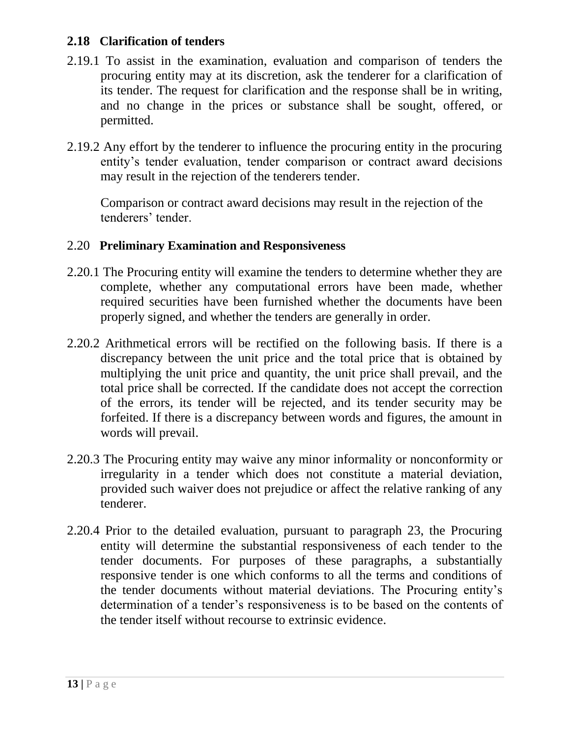### 2.18 Clarification of tenders

2.19.1 To assist in the examination, evaluation and comparison of tenders the procuring entity may at its discretion, ask the tenderer for a clarification of its tender. The request for clarification and the response shall be in writing, and no change in the prices or substance shall be sought, offered, or permitted.

2.19.2 Any effort by the tenderer to influence the procuring entity in the procuring entity's tender evaluation, tender comparison or contract award decisions may result in the rejection of the tenderers tender.

Comparison or contract award decisions may result in the rejection of the tenderers' tender.

### 2.20 **Preliminary Examination and Responsiveness**

2.20.1 The Procuring entity will examine the tenders to determine whether they are complete, whether any computational errors have been made, whether required securities have been furnished whether the documents have been properly signed, and whether the tenders are generally in order.

2.20.2 Arithmetical errors will be rectified on the following basis. If there is a discrepancy between the unit price and the total price that is obtained by multiplying the unit price and quantity, the unit price shall prevail, and the total price shall be corrected. If the candidate does not accept the correction of the errors, its tender will be rejected, and its tender security may be forfeited. If there is a discrepancy between words and figures, the amount in words will prevail.

2.20.3 The Procuring entity may waive any minor informality or nonconformity or irregularity in a tender which does not constitute a material deviation, provided such waiver does not prejudice or affect the relative ranking of any tenderer.

2.20.4 Prior to the detailed evaluation, pursuant to paragraph 23, the Procuring entity will determine the substantial responsiveness of each tender to the tender documents. For purposes of these paragraphs, a substantially responsive tender is one which conforms to all the terms and conditions of the tender documents without material deviations. The Procuring entity's determination of a tender's responsiveness is to be based on the contents of the tender itself without recourse to extrinsic evidence.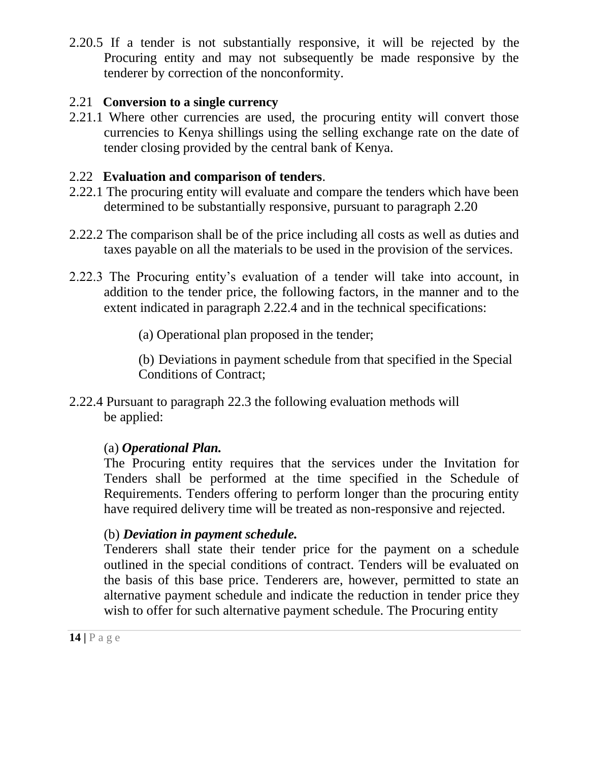2.20.5 If a tender is not substantially responsive, it will be rejected by the Procuring entity and may not subsequently be made responsive by the tenderer by correction of the nonconformity.

2.21 **Conversion to a single currency**

2.21.1 Where other currencies are used, the procuring entity will convert those currencies to Kenya shillings using the selling exchange rate on the date of tender closing provided by the central bank of Kenya.

2.22 **Evaluation and comparison of tenders**.

2.22.1 The procuring entity will evaluate and compare the tenders which have been determined to be substantially responsive, pursuant to paragraph 2.20

2.22.2 The comparison shall be of the price including all costs as well as duties and taxes payable on all the materials to be used in the provision of the services.

2.22.3 The Procuring entity's evaluation of a tender will take into account, in addition to the tender price, the following factors, in the manner and to the extent indicated in paragraph 2.22.4 and in the technical specifications:

(a) Operational plan proposed in the tender;

(b) Deviations in payment schedule from that specified in the Special Conditions of Contract;

2.22.4 Pursuant to paragraph 22.3 the following evaluation methods will be applied:

(a) ***Operational Plan.***
The Procuring entity requires that the services under the Invitation for Tenders shall be performed at the time specified in the Schedule of Requirements. Tenders offering to perform longer than the procuring entity have required delivery time will be treated as non-responsive and rejected.

(b) ***Deviation in payment schedule.***
Tenderers shall state their tender price for the payment on a schedule outlined in the special conditions of contract. Tenders will be evaluated on the basis of this base price. Tenderers are, however, permitted to state an alternative payment schedule and indicate the reduction in tender price they wish to offer for such alternative payment schedule. The Procuring entity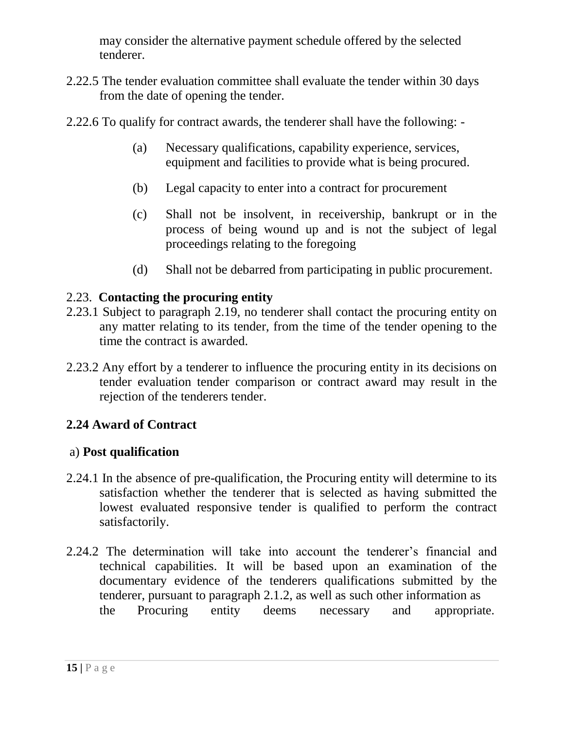may consider the alternative payment schedule offered by the selected tenderer.

2.22.5 The tender evaluation committee shall evaluate the tender within 30 days from the date of opening the tender.

2.22.6 To qualify for contract awards, the tenderer shall have the following: -

(a) Necessary qualifications, capability experience, services, equipment and facilities to provide what is being procured.

(b) Legal capacity to enter into a contract for procurement

(c) Shall not be insolvent, in receivership, bankrupt or in the process of being wound up and is not the subject of legal proceedings relating to the foregoing

(d) Shall not be debarred from participating in public procurement.

## 2.23. Contacting the procuring entity

2.23.1 Subject to paragraph 2.19, no tenderer shall contact the procuring entity on any matter relating to its tender, from the time of the tender opening to the time the contract is awarded.

2.23.2 Any effort by a tenderer to influence the procuring entity in its decisions on tender evaluation tender comparison or contract award may result in the rejection of the tenderers tender.

## 2.24 Award of Contract

a) **Post qualification**

2.24.1 In the absence of pre-qualification, the Procuring entity will determine to its satisfaction whether the tenderer that is selected as having submitted the lowest evaluated responsive tender is qualified to perform the contract satisfactorily.

2.24.2 The determination will take into account the tenderer's financial and technical capabilities. It will be based upon an examination of the documentary evidence of the tenderers qualifications submitted by the tenderer, pursuant to paragraph 2.1.2, as well as such other information as the Procuring entity deems necessary and appropriate.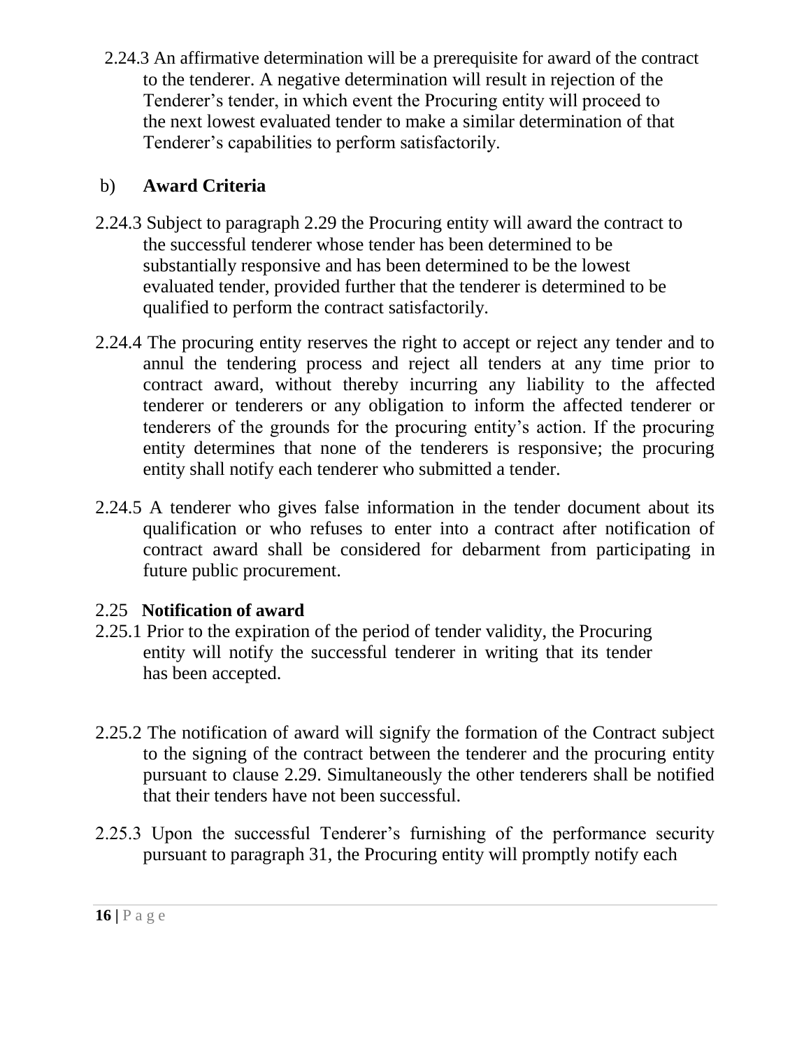2.24.3 An affirmative determination will be a prerequisite for award of the contract to the tenderer. A negative determination will result in rejection of the Tenderer's tender, in which event the Procuring entity will proceed to the next lowest evaluated tender to make a similar determination of that Tenderer's capabilities to perform satisfactorily.

b) **Award Criteria**

2.24.3 Subject to paragraph 2.29 the Procuring entity will award the contract to the successful tenderer whose tender has been determined to be substantially responsive and has been determined to be the lowest evaluated tender, provided further that the tenderer is determined to be qualified to perform the contract satisfactorily.

2.24.4 The procuring entity reserves the right to accept or reject any tender and to annul the tendering process and reject all tenders at any time prior to contract award, without thereby incurring any liability to the affected tenderer or tenderers or any obligation to inform the affected tenderer or tenderers of the grounds for the procuring entity's action. If the procuring entity determines that none of the tenderers is responsive; the procuring entity shall notify each tenderer who submitted a tender.

2.24.5 A tenderer who gives false information in the tender document about its qualification or who refuses to enter into a contract after notification of contract award shall be considered for debarment from participating in future public procurement.

2.25 **Notification of award**

2.25.1 Prior to the expiration of the period of tender validity, the Procuring entity will notify the successful tenderer in writing that its tender has been accepted.

2.25.2 The notification of award will signify the formation of the Contract subject to the signing of the contract between the tenderer and the procuring entity pursuant to clause 2.29. Simultaneously the other tenderers shall be notified that their tenders have not been successful.

2.25.3 Upon the successful Tenderer's furnishing of the performance security pursuant to paragraph 31, the Procuring entity will promptly notify each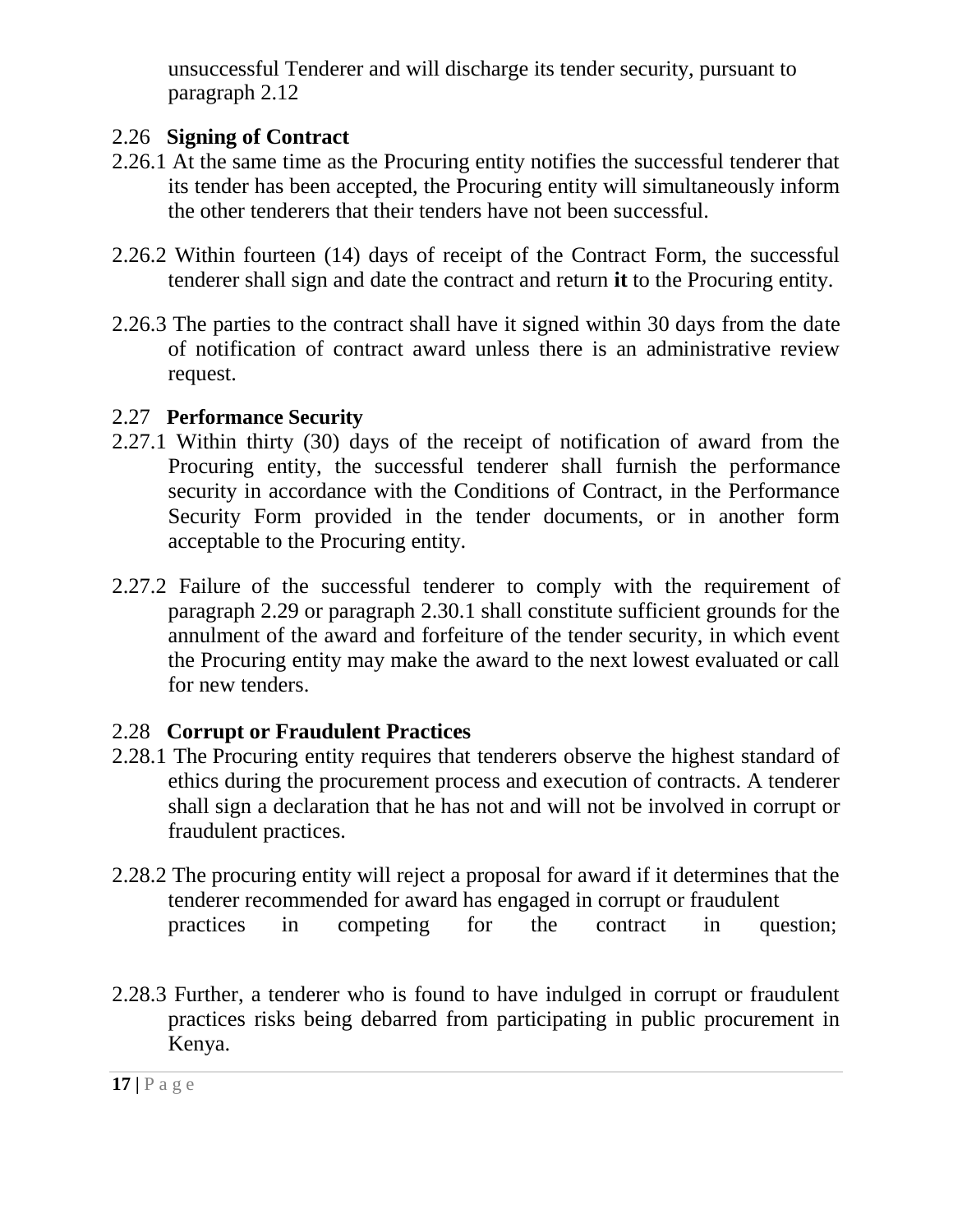unsuccessful Tenderer and will discharge its tender security, pursuant to paragraph 2.12

## 2.26 **Signing of Contract**

2.26.1 At the same time as the Procuring entity notifies the successful tenderer that its tender has been accepted, the Procuring entity will simultaneously inform the other tenderers that their tenders have not been successful.

2.26.2 Within fourteen (14) days of receipt of the Contract Form, the successful tenderer shall sign and date the contract and return **it** to the Procuring entity.

2.26.3 The parties to the contract shall have it signed within 30 days from the date of notification of contract award unless there is an administrative review request.

## 2.27 **Performance Security**

2.27.1 Within thirty (30) days of the receipt of notification of award from the Procuring entity, the successful tenderer shall furnish the performance security in accordance with the Conditions of Contract, in the Performance Security Form provided in the tender documents, or in another form acceptable to the Procuring entity.

2.27.2 Failure of the successful tenderer to comply with the requirement of paragraph 2.29 or paragraph 2.30.1 shall constitute sufficient grounds for the annulment of the award and forfeiture of the tender security, in which event the Procuring entity may make the award to the next lowest evaluated or call for new tenders.

## 2.28 **Corrupt or Fraudulent Practices**

2.28.1 The Procuring entity requires that tenderers observe the highest standard of ethics during the procurement process and execution of contracts. A tenderer shall sign a declaration that he has not and will not be involved in corrupt or fraudulent practices.

2.28.2 The procuring entity will reject a proposal for award if it determines that the tenderer recommended for award has engaged in corrupt or fraudulent practices in competing for the contract in question;

2.28.3 Further, a tenderer who is found to have indulged in corrupt or fraudulent practices risks being debarred from participating in public procurement in Kenya.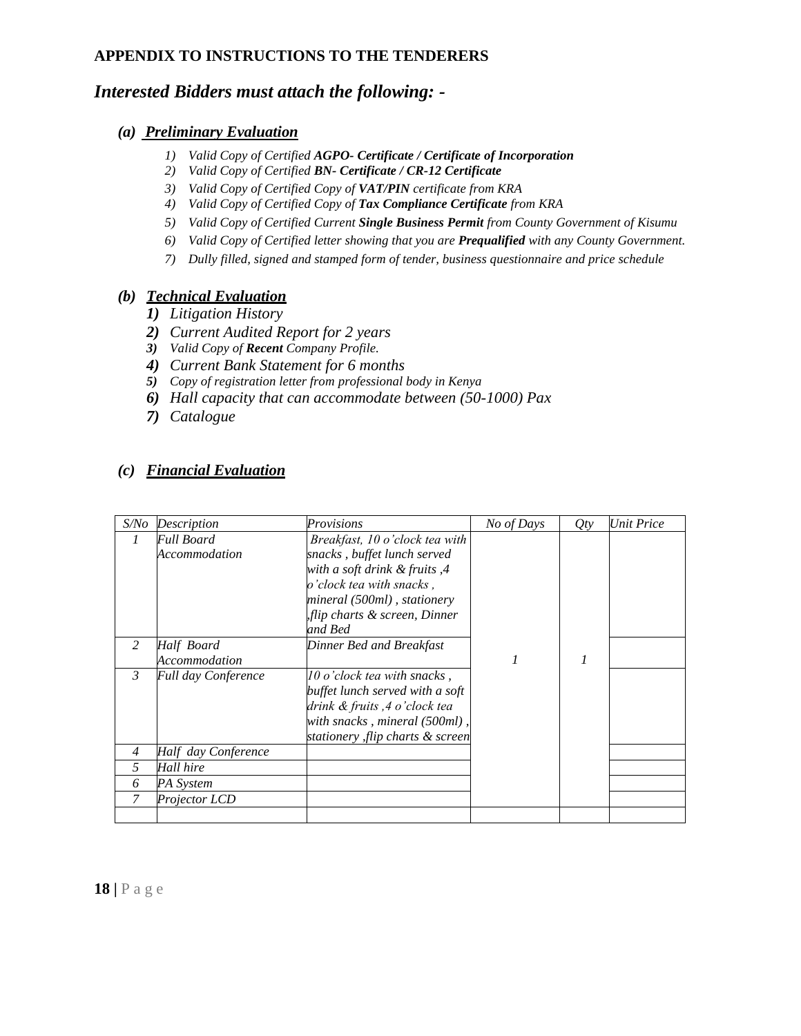## APPENDIX TO INSTRUCTIONS TO THE TENDERERS

### *Interested Bidders must attach the following: -*

#### *(a) Preliminary Evaluation*

1) *Valid Copy of Certified **AGPO- Certificate / Certificate of Incorporation***
2) *Valid Copy of Certified **BN- Certificate / CR-12 Certificate***
3) *Valid Copy of Certified Copy of **VAT/PIN** certificate from KRA*
4) *Valid Copy of Certified Copy of **Tax Compliance Certificate** from KRA*
5) *Valid Copy of Certified Current **Single Business Permit** from County Government of Kisumu*
6) *Valid Copy of Certified letter showing that you are **Prequalified** with any County Government.*
7) *Dully filled, signed and stamped form of tender, business questionnaire and price schedule*

#### *(b) Technical Evaluation*

1) *Litigation History*
2) *Current Audited Report for 2 years*
3) *Valid Copy of **Recent** Company Profile.*
4) *Current Bank Statement for 6 months*
5) *Copy of registration letter from professional body in Kenya*
6) *Hall capacity that can accommodate between (50-1000) Pax*
7) *Catalogue*

#### *(c) Financial Evaluation*

| S/No | Description | Provisions | No of Days | Qty | Unit Price |
|---|---|---|---|---|---|
| 1 | Full Board Accommodation | Breakfast, 10 o'clock tea with snacks , buffet lunch served with a soft drink & fruits ,4 o'clock tea with snacks , mineral (500ml) , stationery ,flip charts & screen, Dinner and Bed | 1 | 1 | |
| 2 | Half Board Accommodation | Dinner Bed and Breakfast | | | |
| 3 | Full day Conference | 10 o'clock tea with snacks , buffet lunch served with a soft drink & fruits ,4 o'clock tea with snacks , mineral (500ml) , stationery ,flip charts & screen | | | |
| 4 | Half day Conference | | | | |
| 5 | Hall hire | | | | |
| 6 | PA System | | | | |
| 7 | Projector LCD | | | | |
| | | | | | |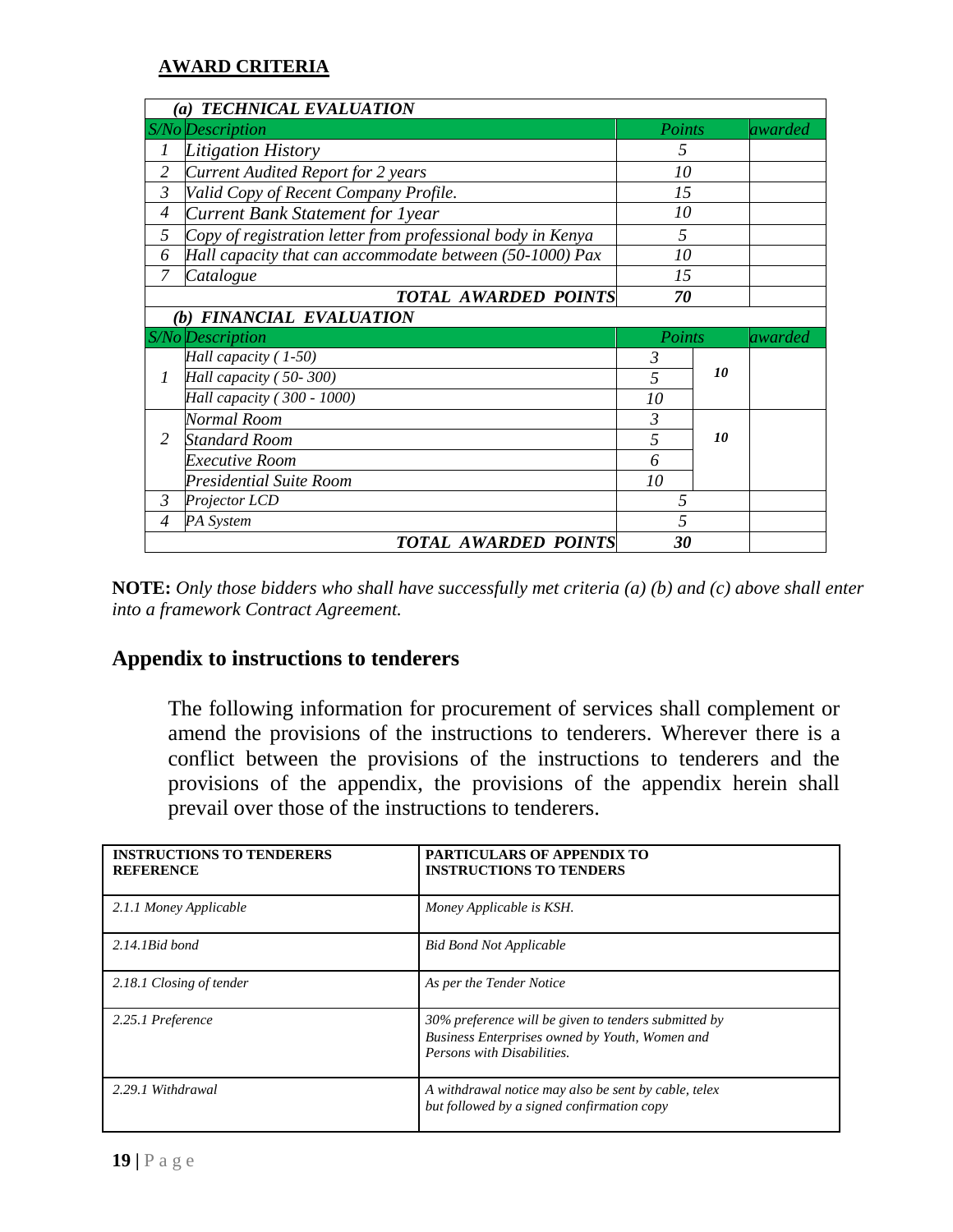**AWARD CRITERIA**

| S/No | Description | Points | | awarded |
|---|---|---|---|---|
| ***(a) TECHNICAL EVALUATION*** | | | | |
| 1 | *Litigation History* | 5 | | |
| 2 | *Current Audited Report for 2 years* | 10 | | |
| 3 | *Valid Copy of Recent Company Profile.* | 15 | | |
| 4 | *Current Bank Statement for 1year* | 10 | | |
| 5 | *Copy of registration letter from professional body in Kenya* | 5 | | |
| 6 | *Hall capacity that can accommodate between (50-1000) Pax* | 10 | | |
| 7 | *Catalogue* | 15 | | |
| | ***TOTAL AWARDED POINTS*** | ***70*** | | |
| ***(b) FINANCIAL EVALUATION*** | | | | |
| 1 | *Hall capacity ( 1-50)* | 3 | ***10*** | |
| | *Hall capacity ( 50- 300)* | 5 | | |
| | *Hall capacity ( 300 - 1000)* | 10 | | |
| 2 | *Normal Room* | 3 | ***10*** | |
| | *Standard Room* | 5 | | |
| | *Executive Room* | 6 | | |
| | *Presidential Suite Room* | 10 | | |
| 3 | *Projector LCD* | 5 | | |
| 4 | *PA System* | 5 | | |
| | ***TOTAL AWARDED POINTS*** | ***30*** | | |

**NOTE:** *Only those bidders who shall have successfully met criteria (a) (b) and (c) above shall enter into a framework Contract Agreement.*

## Appendix to instructions to tenderers

The following information for procurement of services shall complement or amend the provisions of the instructions to tenderers. Wherever there is a conflict between the provisions of the instructions to tenderers and the provisions of the appendix, the provisions of the appendix herein shall prevail over those of the instructions to tenderers.

| **INSTRUCTIONS TO TENDERERS REFERENCE** | **PARTICULARS OF APPENDIX TO INSTRUCTIONS TO TENDERS** |
|---|---|
| *2.1.1 Money Applicable* | *Money Applicable is KSH.* |
| *2.14.1Bid bond* | *Bid Bond Not Applicable* |
| *2.18.1 Closing of tender* | *As per the Tender Notice* |
| *2.25.1 Preference* | *30% preference will be given to tenders submitted by Business Enterprises owned by Youth, Women and Persons with Disabilities.* |
| *2.29.1 Withdrawal* | *A withdrawal notice may also be sent by cable, telex but followed by a signed confirmation copy* |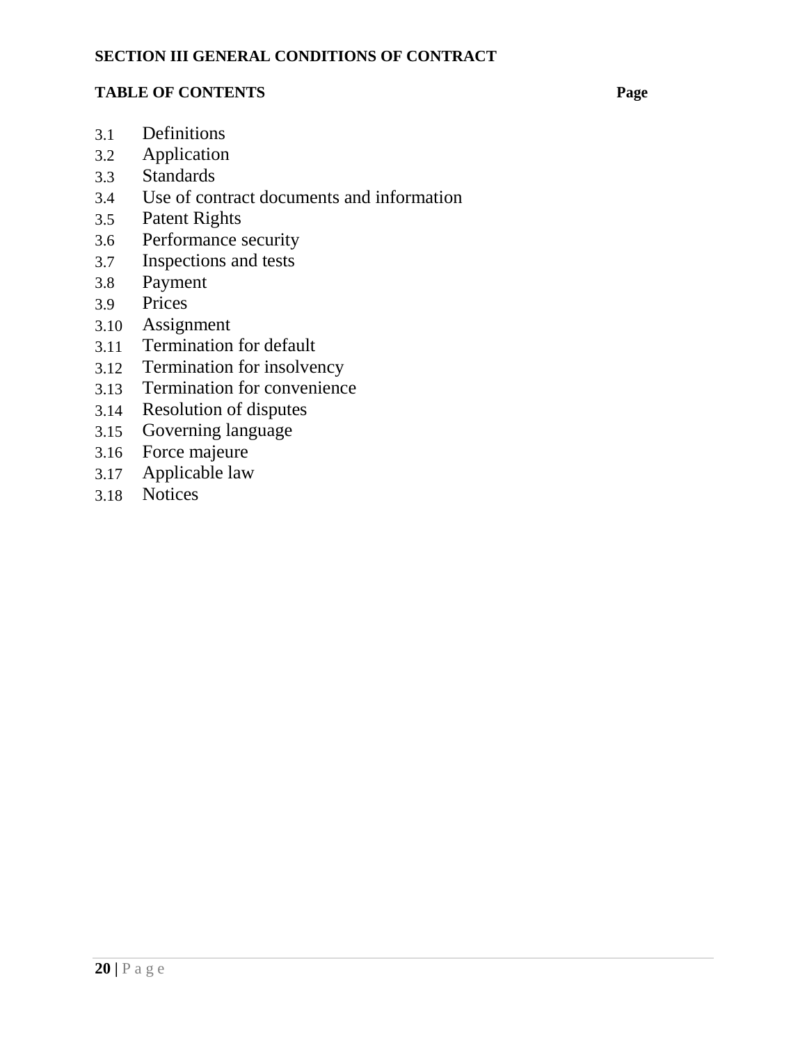**SECTION III GENERAL CONDITIONS OF CONTRACT**

**TABLE OF CONTENTS** **Page**

3.1 Definitions
3.2 Application
3.3 Standards
3.4 Use of contract documents and information
3.5 Patent Rights
3.6 Performance security
3.7 Inspections and tests
3.8 Payment
3.9 Prices
3.10 Assignment
3.11 Termination for default
3.12 Termination for insolvency
3.13 Termination for convenience
3.14 Resolution of disputes
3.15 Governing language
3.16 Force majeure
3.17 Applicable law
3.18 Notices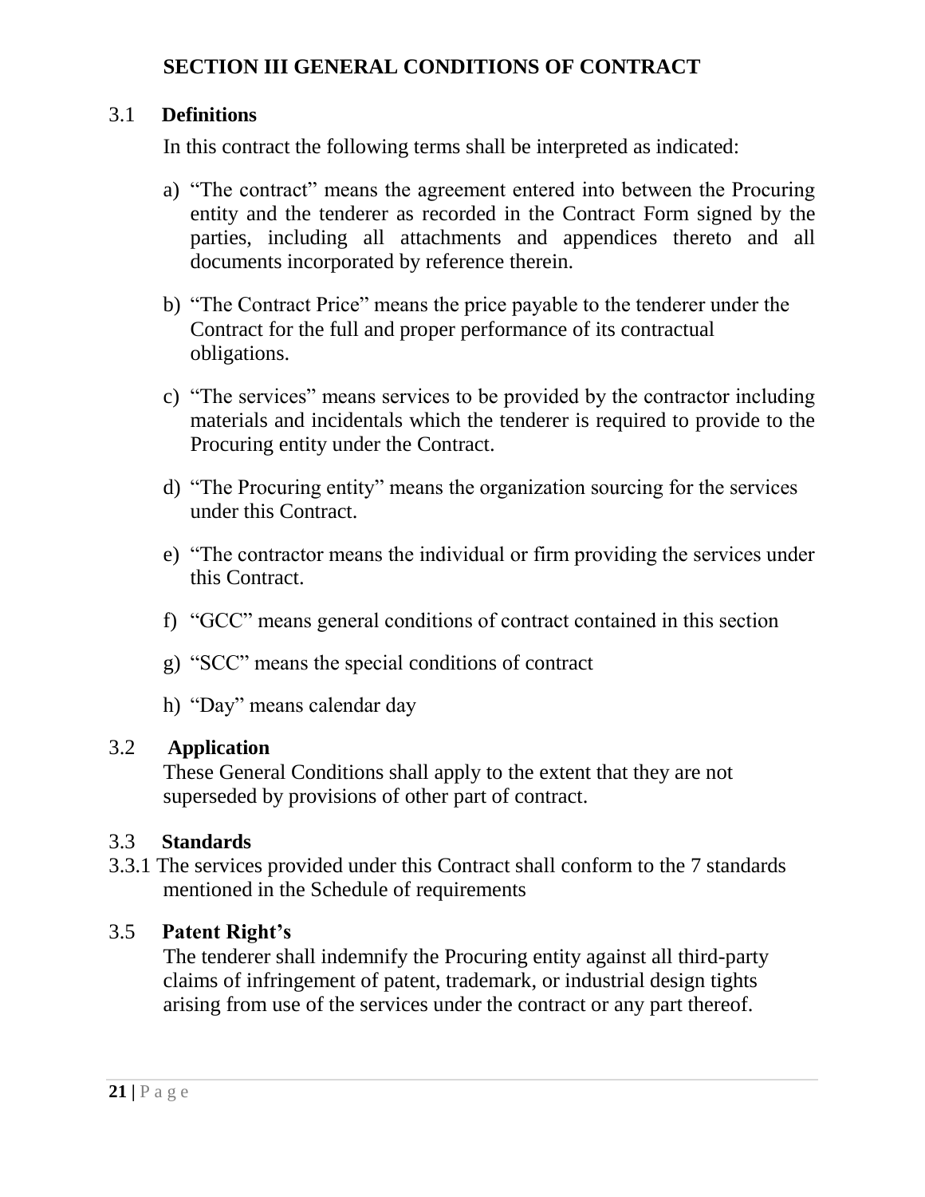## SECTION III GENERAL CONDITIONS OF CONTRACT

### 3.1 Definitions

In this contract the following terms shall be interpreted as indicated:

a) "The contract" means the agreement entered into between the Procuring entity and the tenderer as recorded in the Contract Form signed by the parties, including all attachments and appendices thereto and all documents incorporated by reference therein.

b) "The Contract Price" means the price payable to the tenderer under the Contract for the full and proper performance of its contractual obligations.

c) "The services" means services to be provided by the contractor including materials and incidentals which the tenderer is required to provide to the Procuring entity under the Contract.

d) "The Procuring entity" means the organization sourcing for the services under this Contract.

e) "The contractor means the individual or firm providing the services under this Contract.

f) "GCC" means general conditions of contract contained in this section

g) "SCC" means the special conditions of contract

h) "Day" means calendar day

### 3.2 Application

These General Conditions shall apply to the extent that they are not superseded by provisions of other part of contract.

### 3.3 Standards

3.3.1 The services provided under this Contract shall conform to the 7 standards mentioned in the Schedule of requirements

### 3.5 Patent Right's

The tenderer shall indemnify the Procuring entity against all third-party claims of infringement of patent, trademark, or industrial design tights arising from use of the services under the contract or any part thereof.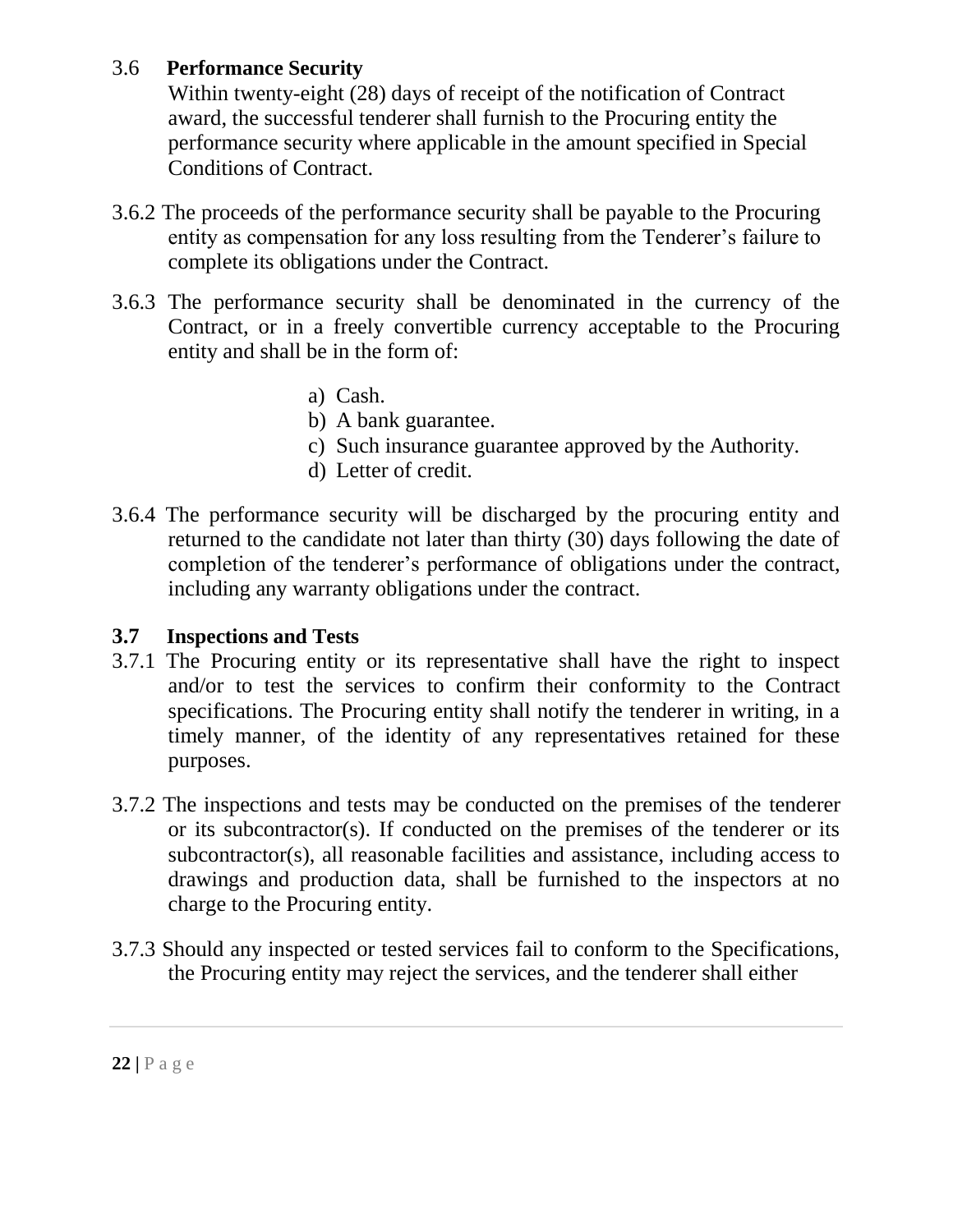### 3.6 Performance Security

Within twenty-eight (28) days of receipt of the notification of Contract award, the successful tenderer shall furnish to the Procuring entity the performance security where applicable in the amount specified in Special Conditions of Contract.

3.6.2 The proceeds of the performance security shall be payable to the Procuring entity as compensation for any loss resulting from the Tenderer's failure to complete its obligations under the Contract.

3.6.3 The performance security shall be denominated in the currency of the Contract, or in a freely convertible currency acceptable to the Procuring entity and shall be in the form of:

a) Cash.
b) A bank guarantee.
c) Such insurance guarantee approved by the Authority.
d) Letter of credit.

3.6.4 The performance security will be discharged by the procuring entity and returned to the candidate not later than thirty (30) days following the date of completion of the tenderer's performance of obligations under the contract, including any warranty obligations under the contract.

### 3.7 Inspections and Tests

3.7.1 The Procuring entity or its representative shall have the right to inspect and/or to test the services to confirm their conformity to the Contract specifications. The Procuring entity shall notify the tenderer in writing, in a timely manner, of the identity of any representatives retained for these purposes.

3.7.2 The inspections and tests may be conducted on the premises of the tenderer or its subcontractor(s). If conducted on the premises of the tenderer or its subcontractor(s), all reasonable facilities and assistance, including access to drawings and production data, shall be furnished to the inspectors at no charge to the Procuring entity.

3.7.3 Should any inspected or tested services fail to conform to the Specifications, the Procuring entity may reject the services, and the tenderer shall either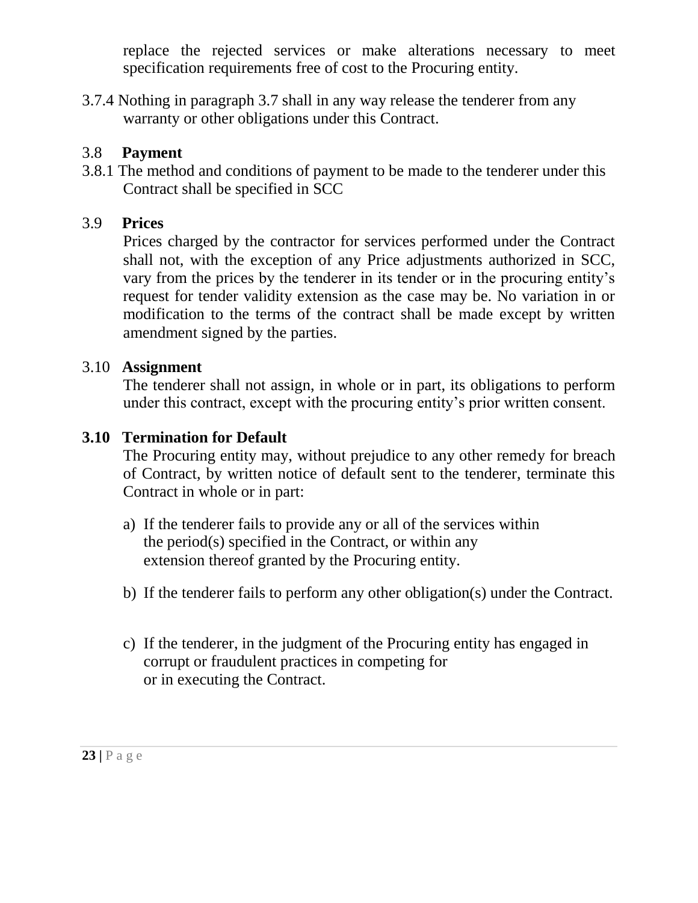replace the rejected services or make alterations necessary to meet specification requirements free of cost to the Procuring entity.

3.7.4 Nothing in paragraph 3.7 shall in any way release the tenderer from any warranty or other obligations under this Contract.

3.8 **Payment**

3.8.1 The method and conditions of payment to be made to the tenderer under this Contract shall be specified in SCC

3.9 **Prices**

Prices charged by the contractor for services performed under the Contract shall not, with the exception of any Price adjustments authorized in SCC, vary from the prices by the tenderer in its tender or in the procuring entity's request for tender validity extension as the case may be. No variation in or modification to the terms of the contract shall be made except by written amendment signed by the parties.

3.10 **Assignment**

The tenderer shall not assign, in whole or in part, its obligations to perform under this contract, except with the procuring entity's prior written consent.

**3.10 Termination for Default**

The Procuring entity may, without prejudice to any other remedy for breach of Contract, by written notice of default sent to the tenderer, terminate this Contract in whole or in part:

a) If the tenderer fails to provide any or all of the services within the period(s) specified in the Contract, or within any extension thereof granted by the Procuring entity.

b) If the tenderer fails to perform any other obligation(s) under the Contract.

c) If the tenderer, in the judgment of the Procuring entity has engaged in corrupt or fraudulent practices in competing for or in executing the Contract.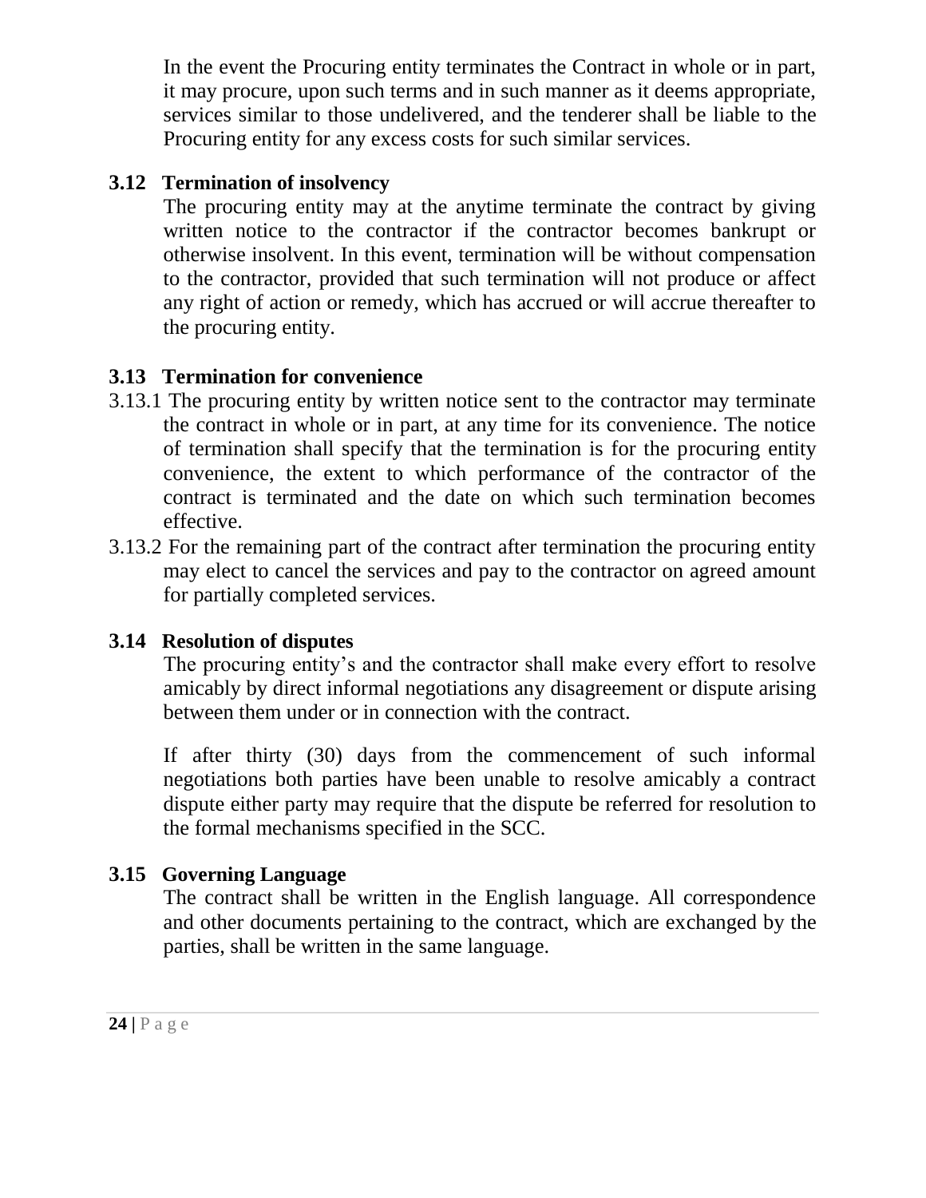In the event the Procuring entity terminates the Contract in whole or in part, it may procure, upon such terms and in such manner as it deems appropriate, services similar to those undelivered, and the tenderer shall be liable to the Procuring entity for any excess costs for such similar services.

**3.12 Termination of insolvency**

The procuring entity may at the anytime terminate the contract by giving written notice to the contractor if the contractor becomes bankrupt or otherwise insolvent. In this event, termination will be without compensation to the contractor, provided that such termination will not produce or affect any right of action or remedy, which has accrued or will accrue thereafter to the procuring entity.

**3.13 Termination for convenience**

3.13.1 The procuring entity by written notice sent to the contractor may terminate the contract in whole or in part, at any time for its convenience. The notice of termination shall specify that the termination is for the procuring entity convenience, the extent to which performance of the contractor of the contract is terminated and the date on which such termination becomes effective.

3.13.2 For the remaining part of the contract after termination the procuring entity may elect to cancel the services and pay to the contractor on agreed amount for partially completed services.

**3.14 Resolution of disputes**

The procuring entity's and the contractor shall make every effort to resolve amicably by direct informal negotiations any disagreement or dispute arising between them under or in connection with the contract.

If after thirty (30) days from the commencement of such informal negotiations both parties have been unable to resolve amicably a contract dispute either party may require that the dispute be referred for resolution to the formal mechanisms specified in the SCC.

**3.15 Governing Language**

The contract shall be written in the English language. All correspondence and other documents pertaining to the contract, which are exchanged by the parties, shall be written in the same language.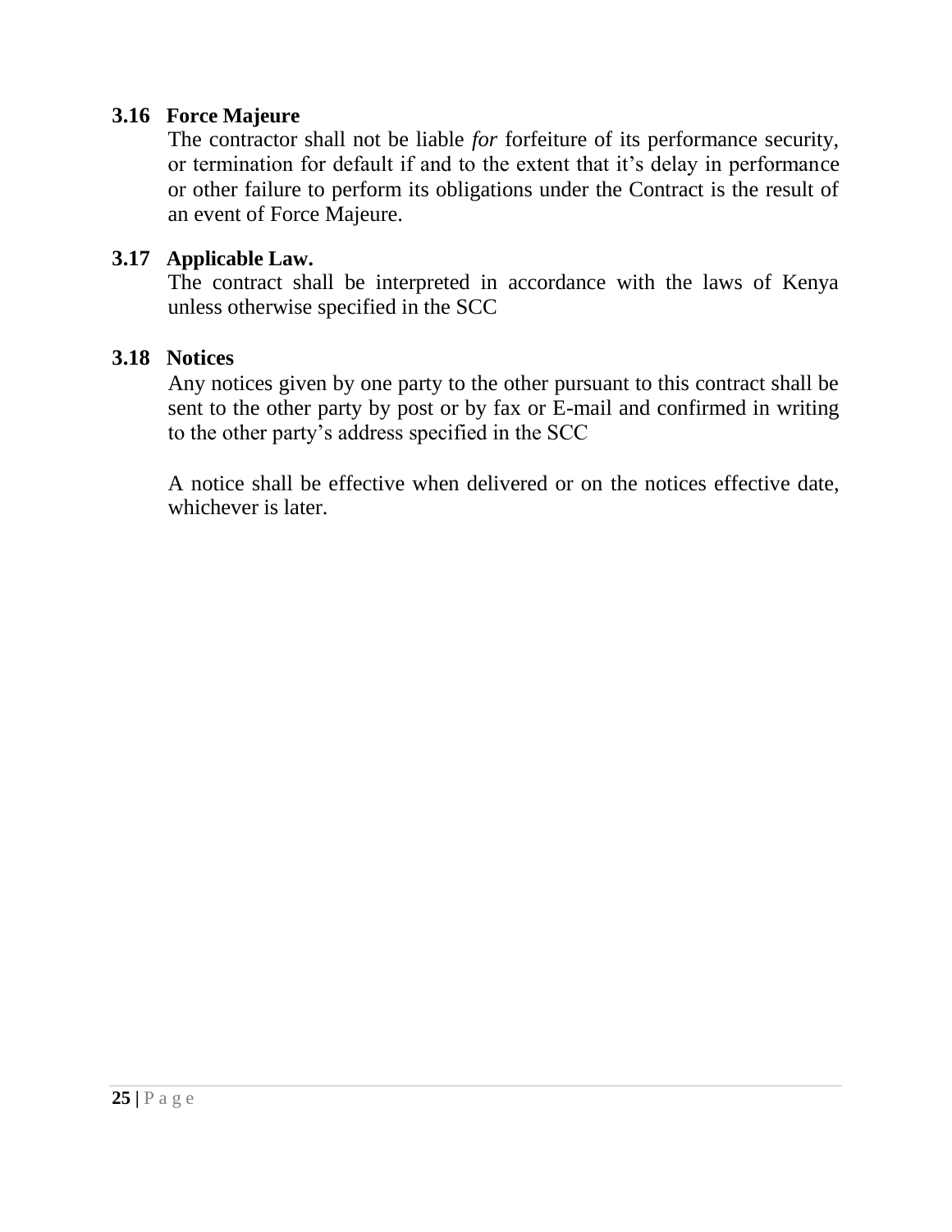### 3.16 Force Majeure

The contractor shall not be liable *for* forfeiture of its performance security, or termination for default if and to the extent that it's delay in performance or other failure to perform its obligations under the Contract is the result of an event of Force Majeure.

### 3.17 Applicable Law.

The contract shall be interpreted in accordance with the laws of Kenya unless otherwise specified in the SCC

### 3.18 Notices

Any notices given by one party to the other pursuant to this contract shall be sent to the other party by post or by fax or E-mail and confirmed in writing to the other party's address specified in the SCC

A notice shall be effective when delivered or on the notices effective date, whichever is later.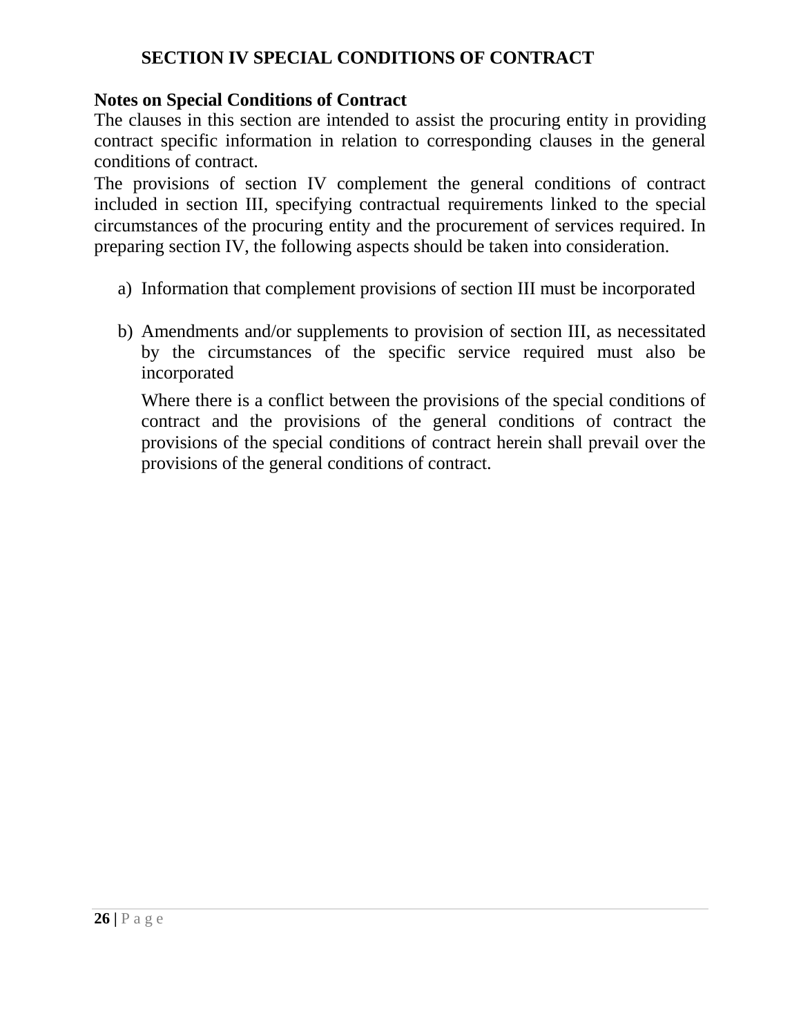# SECTION IV SPECIAL CONDITIONS OF CONTRACT

**Notes on Special Conditions of Contract**

The clauses in this section are intended to assist the procuring entity in providing contract specific information in relation to corresponding clauses in the general conditions of contract.

The provisions of section IV complement the general conditions of contract included in section III, specifying contractual requirements linked to the special circumstances of the procuring entity and the procurement of services required. In preparing section IV, the following aspects should be taken into consideration.

a) Information that complement provisions of section III must be incorporated

b) Amendments and/or supplements to provision of section III, as necessitated by the circumstances of the specific service required must also be incorporated

   Where there is a conflict between the provisions of the special conditions of contract and the provisions of the general conditions of contract the provisions of the special conditions of contract herein shall prevail over the provisions of the general conditions of contract.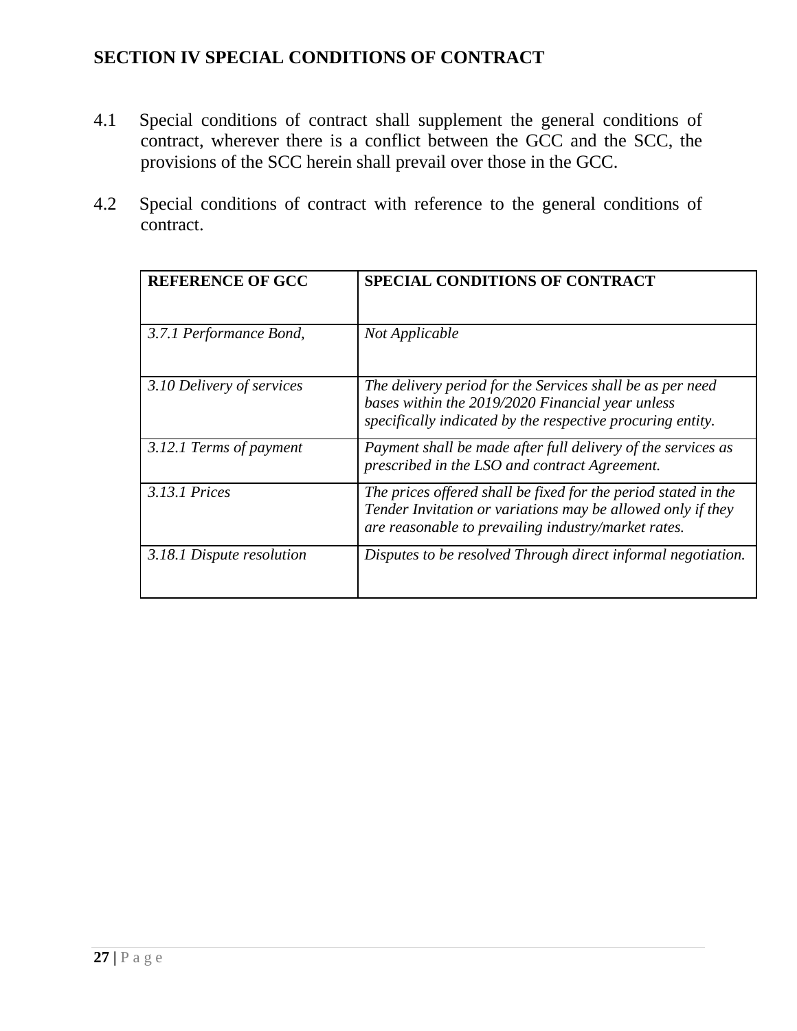# SECTION IV SPECIAL CONDITIONS OF CONTRACT

4.1 Special conditions of contract shall supplement the general conditions of contract, wherever there is a conflict between the GCC and the SCC, the provisions of the SCC herein shall prevail over those in the GCC.

4.2 Special conditions of contract with reference to the general conditions of contract.

| **REFERENCE OF GCC** | **SPECIAL CONDITIONS OF CONTRACT** |
|---|---|
| *3.7.1 Performance Bond,* | *Not Applicable* |
| *3.10 Delivery of services* | *The delivery period for the Services shall be as per need bases within the 2019/2020 Financial year unless specifically indicated by the respective procuring entity.* |
| *3.12.1 Terms of payment* | *Payment shall be made after full delivery of the services as prescribed in the LSO and contract Agreement.* |
| *3.13.1 Prices* | *The prices offered shall be fixed for the period stated in the Tender Invitation or variations may be allowed only if they are reasonable to prevailing industry/market rates.* |
| *3.18.1 Dispute resolution* | *Disputes to be resolved Through direct informal negotiation.* |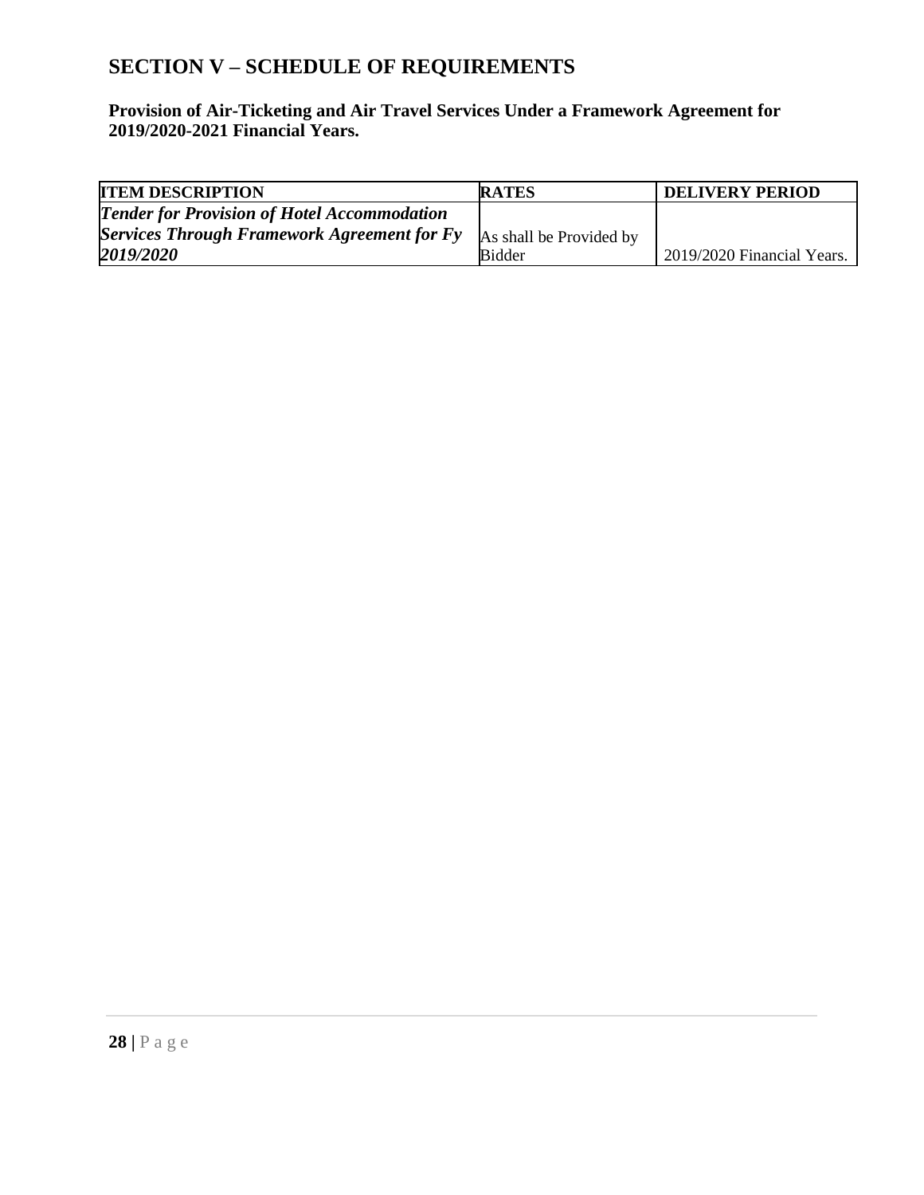# SECTION V – SCHEDULE OF REQUIREMENTS

**Provision of Air-Ticketing and Air Travel Services Under a Framework Agreement for 2019/2020-2021 Financial Years.**

| ITEM DESCRIPTION | RATES | DELIVERY PERIOD |
|---|---|---|
| ***Tender for Provision of Hotel Accommodation Services Through Framework Agreement for Fy 2019/2020*** | As shall be Provided by Bidder | 2019/2020 Financial Years. |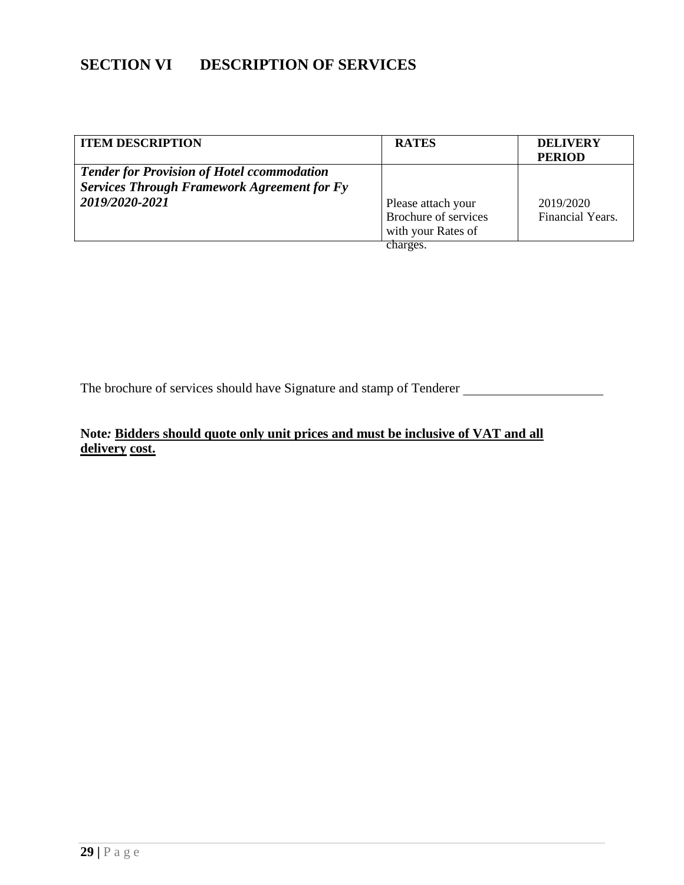# SECTION VI DESCRIPTION OF SERVICES

| ITEM DESCRIPTION | RATES | DELIVERY PERIOD |
|---|---|---|
| ***Tender for Provision of Hotel ccommodation Services Through Framework Agreement for Fy 2019/2020-2021*** | Please attach your Brochure of services with your Rates of charges. | 2019/2020 Financial Years. |

The brochure of services should have Signature and stamp of Tenderer \_\_\_\_\_\_\_\_\_\_\_\_\_\_\_\_\_\_\_\_\_

**Note*:* <u>Bidders should quote only unit prices and must be inclusive of VAT and all delivery cost.</u>**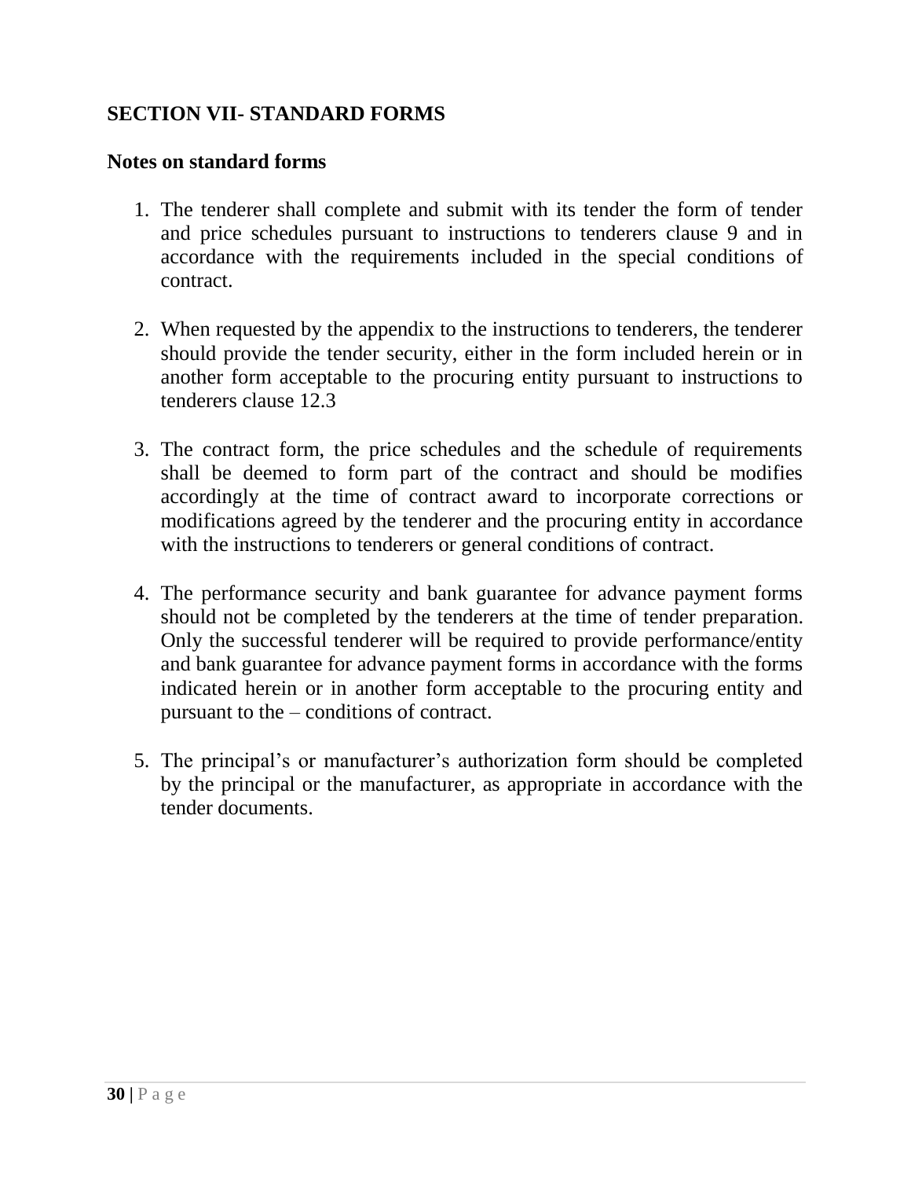## SECTION VII- STANDARD FORMS

### Notes on standard forms

1. The tenderer shall complete and submit with its tender the form of tender and price schedules pursuant to instructions to tenderers clause 9 and in accordance with the requirements included in the special conditions of contract.

2. When requested by the appendix to the instructions to tenderers, the tenderer should provide the tender security, either in the form included herein or in another form acceptable to the procuring entity pursuant to instructions to tenderers clause 12.3

3. The contract form, the price schedules and the schedule of requirements shall be deemed to form part of the contract and should be modifies accordingly at the time of contract award to incorporate corrections or modifications agreed by the tenderer and the procuring entity in accordance with the instructions to tenderers or general conditions of contract.

4. The performance security and bank guarantee for advance payment forms should not be completed by the tenderers at the time of tender preparation. Only the successful tenderer will be required to provide performance/entity and bank guarantee for advance payment forms in accordance with the forms indicated herein or in another form acceptable to the procuring entity and pursuant to the – conditions of contract.

5. The principal's or manufacturer's authorization form should be completed by the principal or the manufacturer, as appropriate in accordance with the tender documents.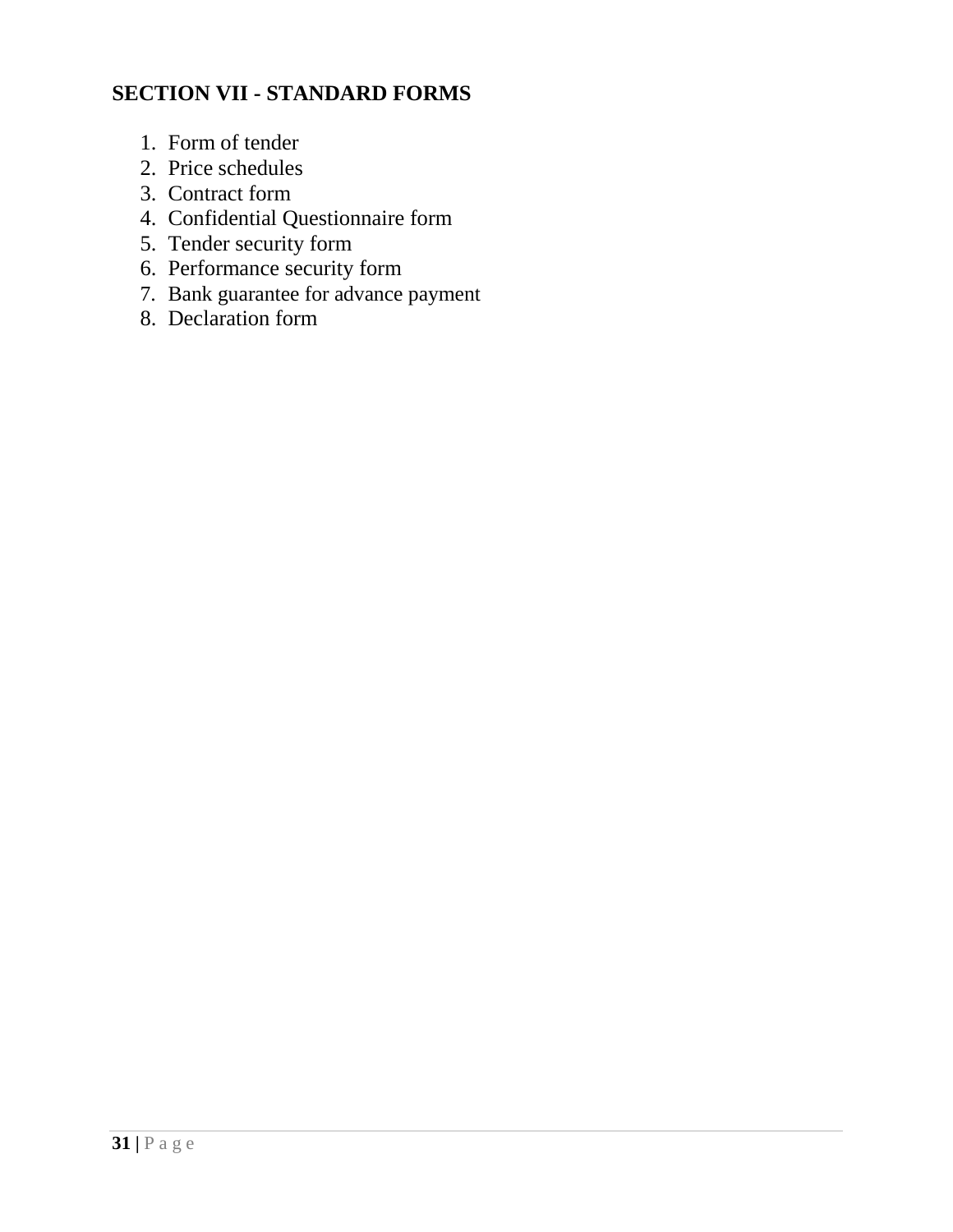## SECTION VII - STANDARD FORMS

1. Form of tender
2. Price schedules
3. Contract form
4. Confidential Questionnaire form
5. Tender security form
6. Performance security form
7. Bank guarantee for advance payment
8. Declaration form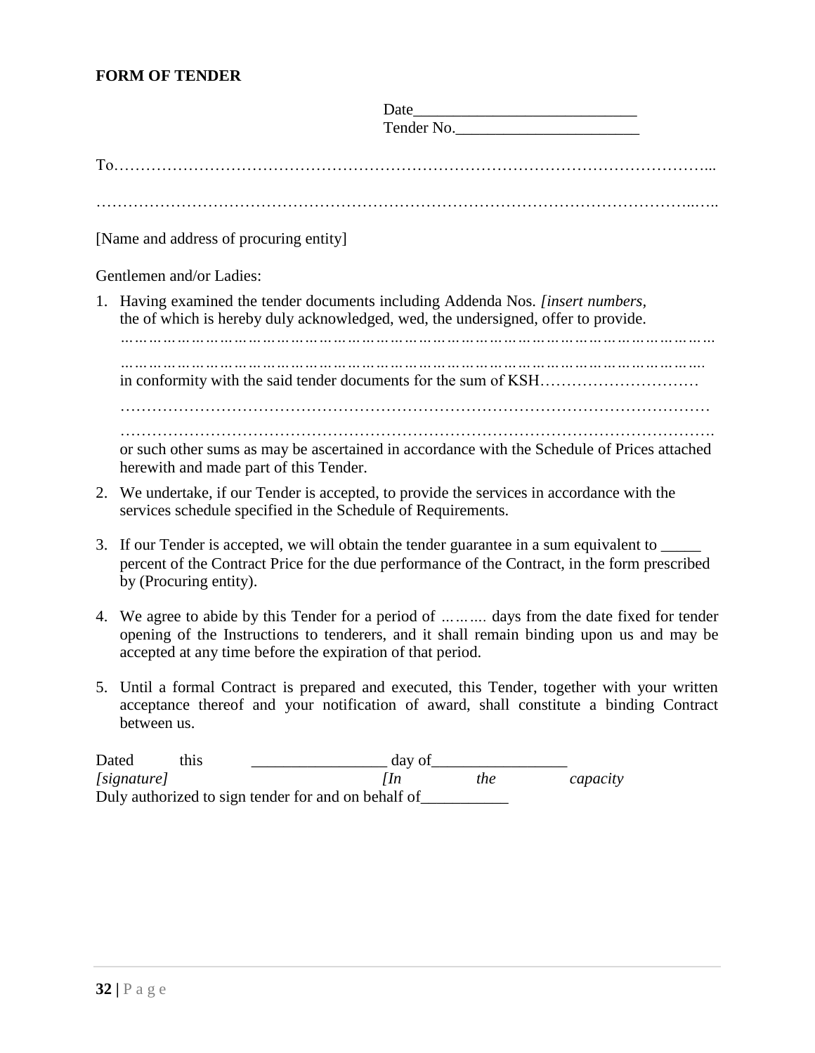**FORM OF TENDER**

Date\_\_\_\_\_\_\_\_\_\_\_\_\_\_\_\_\_\_\_\_\_\_\_\_\_\_\_
Tender No.\_\_\_\_\_\_\_\_\_\_\_\_\_\_\_\_\_\_\_\_\_\_\_

To…………………………………………………………………………………………………...

……………………………………………………………………………………………………..…..

[Name and address of procuring entity]

Gentlemen and/or Ladies:

1. Having examined the tender documents including Addenda Nos. *[insert numbers,* the of which is hereby duly acknowledged, wed, the undersigned, offer to provide. ……………………………………………………………………………………………………… ……………………………………………………………………………………………………. in conformity with the said tender documents for the sum of KSH………………………… ………………………………………………………………………………………………… ………………………………………………………………………………………………. or such other sums as may be ascertained in accordance with the Schedule of Prices attached herewith and made part of this Tender.

2. We undertake, if our Tender is accepted, to provide the services in accordance with the services schedule specified in the Schedule of Requirements.

3. If our Tender is accepted, we will obtain the tender guarantee in a sum equivalent to \_\_\_\_\_ percent of the Contract Price for the due performance of the Contract, in the form prescribed by (Procuring entity).

4. We agree to abide by this Tender for a period of ………. days from the date fixed for tender opening of the Instructions to tenderers, and it shall remain binding upon us and may be accepted at any time before the expiration of that period.

5. Until a formal Contract is prepared and executed, this Tender, together with your written acceptance thereof and your notification of award, shall constitute a binding Contract between us.

Dated this \_\_\_\_\_\_\_\_\_\_\_\_\_\_\_\_\_ day of\_\_\_\_\_\_\_\_\_\_\_\_\_\_\_\_\_
*[signature]* *[In the capacity*
Duly authorized to sign tender for and on behalf of\_\_\_\_\_\_\_\_\_\_\_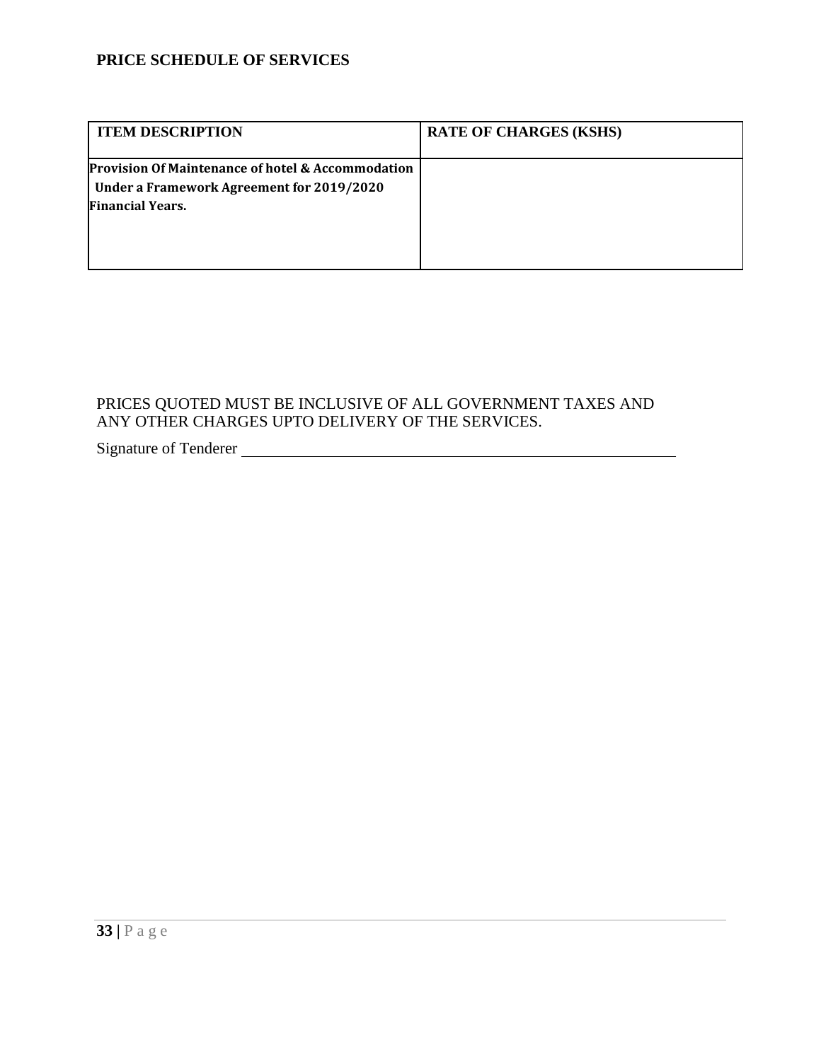## PRICE SCHEDULE OF SERVICES

| ITEM DESCRIPTION | RATE OF CHARGES (KSHS) |
|---|---|
| **Provision Of Maintenance of hotel & Accommodation Under a Framework Agreement for 2019/2020 Financial Years.** | |

PRICES QUOTED MUST BE INCLUSIVE OF ALL GOVERNMENT TAXES AND ANY OTHER CHARGES UPTO DELIVERY OF THE SERVICES.

Signature of Tenderer ________________________________________________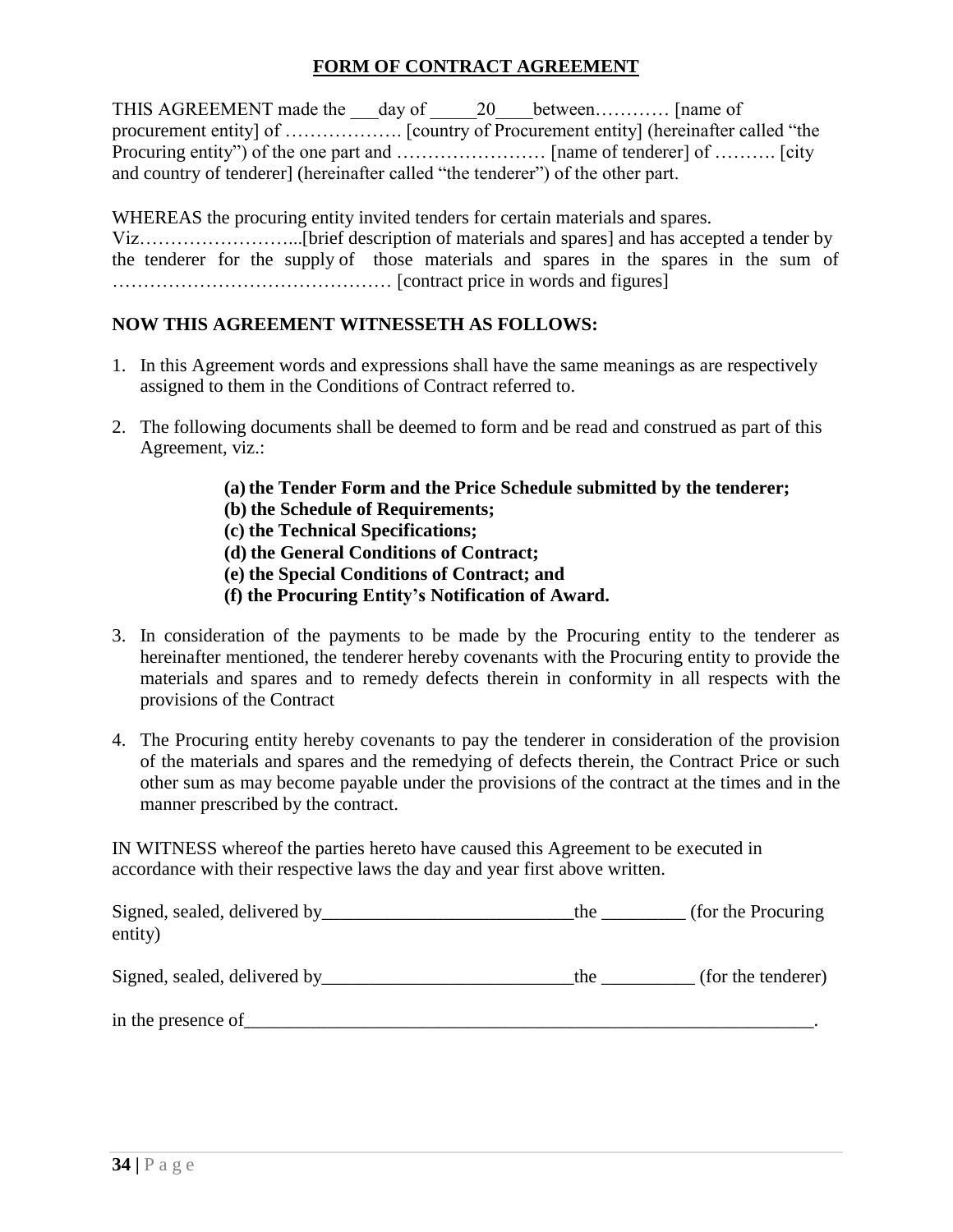## FORM OF CONTRACT AGREEMENT

THIS AGREEMENT made the ___day of _____20____between………… [name of procurement entity] of ………………. [country of Procurement entity] (hereinafter called "the Procuring entity") of the one part and …………………… [name of tenderer] of ………. [city and country of tenderer] (hereinafter called "the tenderer") of the other part.

WHEREAS the procuring entity invited tenders for certain materials and spares. Viz……………………...[brief description of materials and spares] and has accepted a tender by the tenderer for the supply of those materials and spares in the spares in the sum of ……………………………………… [contract price in words and figures]

**NOW THIS AGREEMENT WITNESSETH AS FOLLOWS:**

1. In this Agreement words and expressions shall have the same meanings as are respectively assigned to them in the Conditions of Contract referred to.

2. The following documents shall be deemed to form and be read and construed as part of this Agreement, viz.:

   **(a) the Tender Form and the Price Schedule submitted by the tenderer;**
   **(b) the Schedule of Requirements;**
   **(c) the Technical Specifications;**
   **(d) the General Conditions of Contract;**
   **(e) the Special Conditions of Contract; and**
   **(f) the Procuring Entity's Notification of Award.**

3. In consideration of the payments to be made by the Procuring entity to the tenderer as hereinafter mentioned, the tenderer hereby covenants with the Procuring entity to provide the materials and spares and to remedy defects therein in conformity in all respects with the provisions of the Contract

4. The Procuring entity hereby covenants to pay the tenderer in consideration of the provision of the materials and spares and the remedying of defects therein, the Contract Price or such other sum as may become payable under the provisions of the contract at the times and in the manner prescribed by the contract.

IN WITNESS whereof the parties hereto have caused this Agreement to be executed in accordance with their respective laws the day and year first above written.

Signed, sealed, delivered by___________________________the _________ (for the Procuring entity)

Signed, sealed, delivered by___________________________the __________ (for the tenderer)

in the presence of_________________________________________________________________.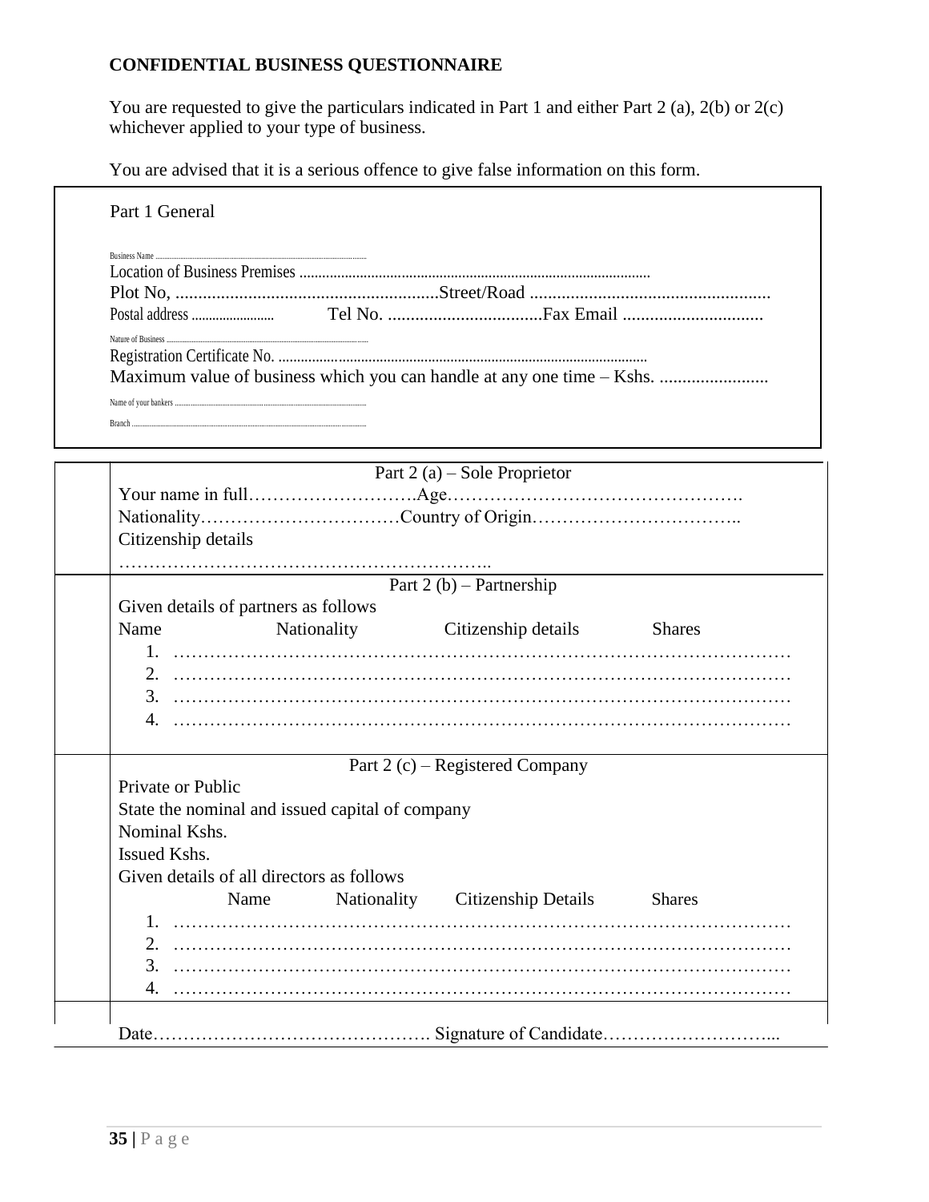**CONFIDENTIAL BUSINESS QUESTIONNAIRE**

You are requested to give the particulars indicated in Part 1 and either Part 2 (a), 2(b) or 2(c) whichever applied to your type of business.

You are advised that it is a serious offence to give false information on this form.

Part 1 General

Business Name ..............................................................................................

Location of Business Premises ..............................................................................................

Plot No, ..........................................................Street/Road ....................................................

Postal address ......................... Tel No. ..................................Fax Email ...............................

Nature of Business ..............................................................................................

Registration Certificate No. ....................................................................................................

Maximum value of business which you can handle at any one time – Kshs. ........................

Name of your bankers ..............................................................................................

Branch ..............................................................................................

Part 2 (a) – Sole Proprietor

Your name in full……………………….Age………………………………………….

Nationality……………………………Country of Origin……………………………..

Citizenship details

……………………………………………………..

Part 2 (b) – Partnership

Given details of partners as follows

| Name | Nationality | Citizenship details | Shares |
|---|---|---|---|
| 1. …………………… | | | |
| 2. …………………… | | | |
| 3. …………………… | | | |
| 4. …………………… | | | |

Part 2 (c) – Registered Company

Private or Public

State the nominal and issued capital of company

Nominal Kshs.

Issued Kshs.

Given details of all directors as follows

| Name | Nationality | Citizenship Details | Shares |
|---|---|---|---|
| 1. …………………… | | | |
| 2. …………………… | | | |
| 3. …………………… | | | |
| 4. …………………… | | | |

Date………………………………………. Signature of Candidate………………………...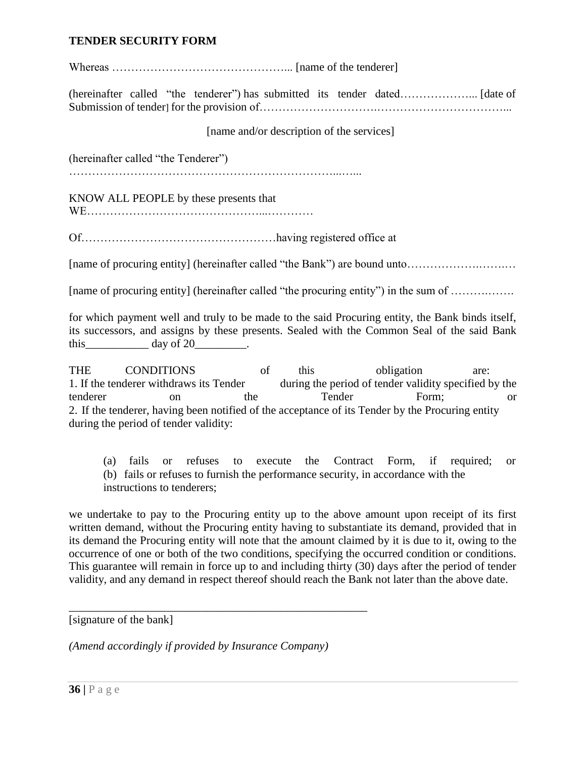**TENDER SECURITY FORM**

Whereas ……………………………………….. [name of the tenderer]

(hereinafter called "the tenderer") has submitted its tender dated……………….. [date of Submission of tender] for the provision of…………………………………………………………...

[name and/or description of the services]

(hereinafter called "the Tenderer")
………………………………………………………………..…...

KNOW ALL PEOPLE by these presents that WE……………………………………...…………

Of……………………………………………having registered office at

[name of procuring entity] (hereinafter called "the Bank") are bound unto………………………

[name of procuring entity] (hereinafter called "the procuring entity") in the sum of …………….

for which payment well and truly to be made to the said Procuring entity, the Bank binds itself, its successors, and assigns by these presents. Sealed with the Common Seal of the said Bank this___________ day of 20_________.

THE CONDITIONS of this obligation are:

1. If the tenderer withdraws its Tender during the period of tender validity specified by the tenderer on the Tender Form; or
2. If the tenderer, having been notified of the acceptance of its Tender by the Procuring entity during the period of tender validity:

   (a) fails or refuses to execute the Contract Form, if required; or
   (b) fails or refuses to furnish the performance security, in accordance with the instructions to tenderers;

we undertake to pay to the Procuring entity up to the above amount upon receipt of its first written demand, without the Procuring entity having to substantiate its demand, provided that in its demand the Procuring entity will note that the amount claimed by it is due to it, owing to the occurrence of one or both of the two conditions, specifying the occurred condition or conditions. This guarantee will remain in force up to and including thirty (30) days after the period of tender validity, and any demand in respect thereof should reach the Bank not later than the above date.

_______________________________________________________

[signature of the bank]

*(Amend accordingly if provided by Insurance Company)*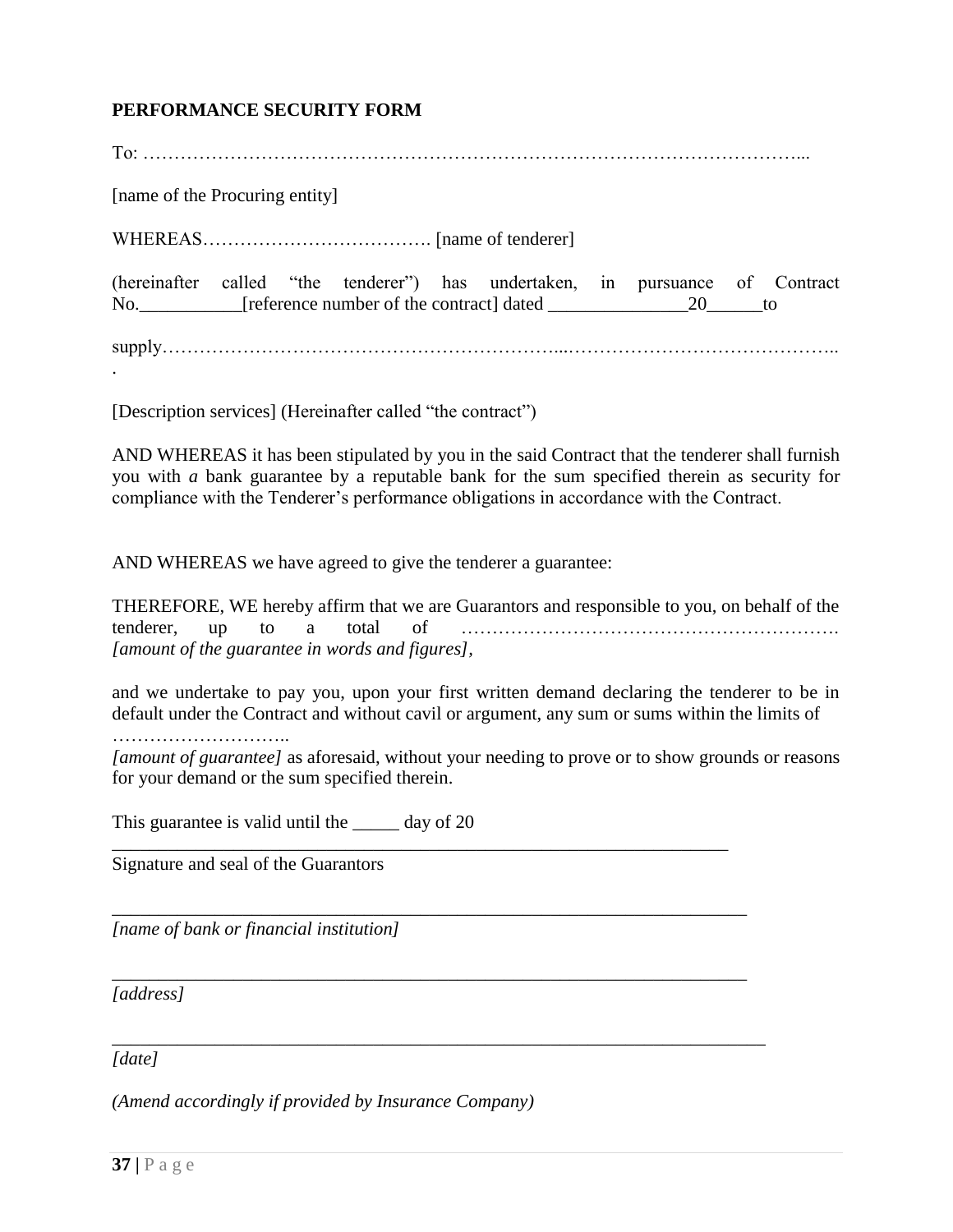**PERFORMANCE SECURITY FORM**

To: …………………………………………………………………………………………...

[name of the Procuring entity]

WHEREAS………………………………. [name of tenderer]

(hereinafter called "the tenderer") has undertaken, in pursuance of Contract No.___________[reference number of the contract] dated _______________20______to

supply………………………………………………………...……………………………………..
.

[Description services] (Hereinafter called "the contract")

AND WHEREAS it has been stipulated by you in the said Contract that the tenderer shall furnish you with *a* bank guarantee by a reputable bank for the sum specified therein as security for compliance with the Tenderer's performance obligations in accordance with the Contract.

AND WHEREAS we have agreed to give the tenderer a guarantee:

THEREFORE, WE hereby affirm that we are Guarantors and responsible to you, on behalf of the tenderer, up to a total of ……………………………………………………. *[amount of the guarantee in words and figures],*

and we undertake to pay you, upon your first written demand declaring the tenderer to be in default under the Contract and without cavil or argument, any sum or sums within the limits of

………………………..
*[amount of guarantee]* as aforesaid, without your needing to prove or to show grounds or reasons for your demand or the sum specified therein.

This guarantee is valid until the _____ day of 20

_____________________________________________________________________

Signature and seal of the Guarantors

_____________________________________________________________________

*[name of bank or financial institution]*

_____________________________________________________________________

*[address]*

_____________________________________________________________________

*[date]*

*(Amend accordingly if provided by Insurance Company)*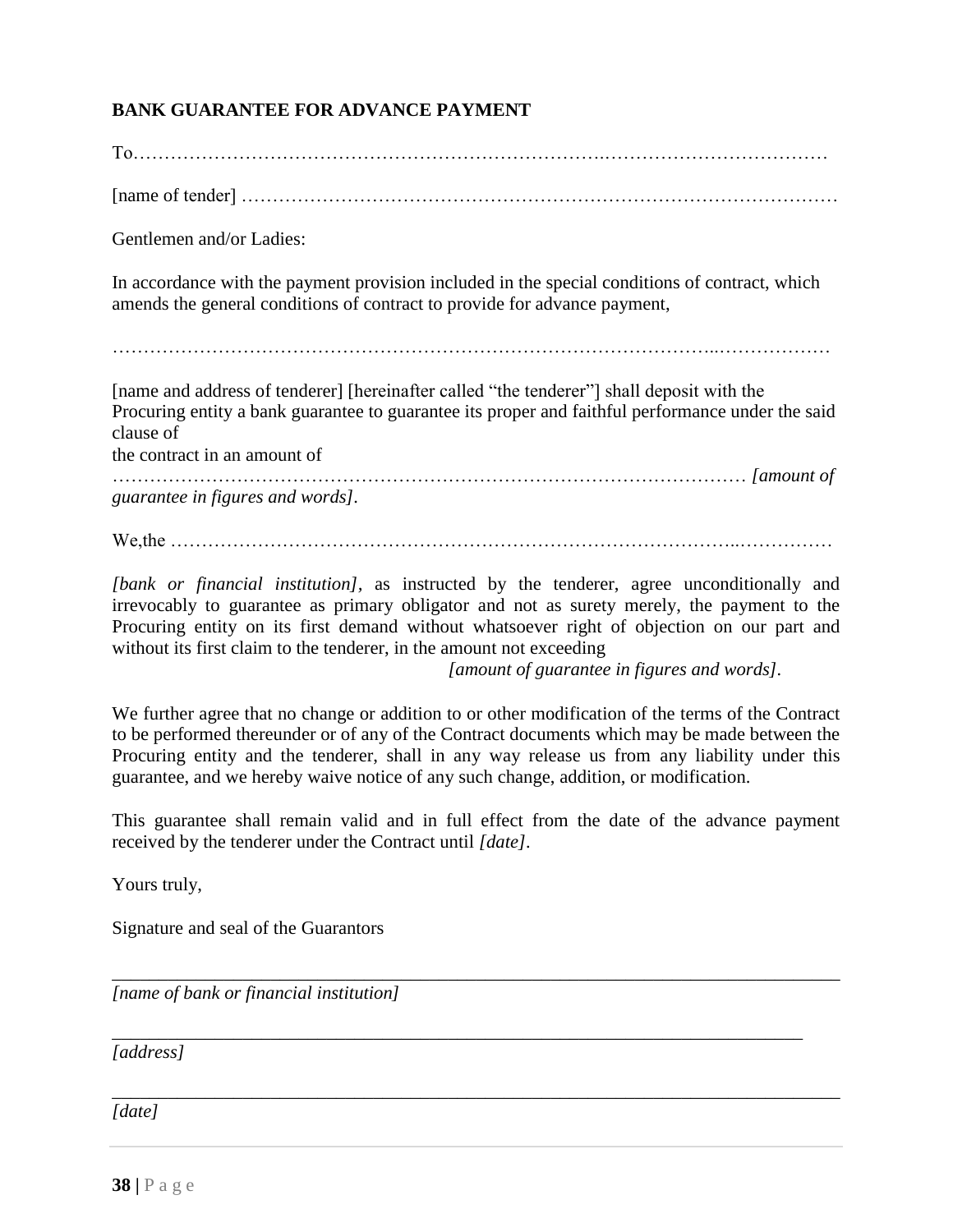**BANK GUARANTEE FOR ADVANCE PAYMENT**

To…………………………………………………………………..………………………………

[name of tender] …………………………………………………………………………………

Gentlemen and/or Ladies:

In accordance with the payment provision included in the special conditions of contract, which amends the general conditions of contract to provide for advance payment,

…………………………………………………………………………………...………………

[name and address of tenderer] [hereinafter called "the tenderer"] shall deposit with the Procuring entity a bank guarantee to guarantee its proper and faithful performance under the said clause of
the contract in an amount of
………………………………………………………………………………………… *[amount of guarantee in figures and words]*.

We,the ………………………………………………………………………………..……………

*[bank or financial institution]*, as instructed by the tenderer, agree unconditionally and irrevocably to guarantee as primary obligator and not as surety merely, the payment to the Procuring entity on its first demand without whatsoever right of objection on our part and without its first claim to the tenderer, in the amount not exceeding
*[amount of guarantee in figures and words]*.

We further agree that no change or addition to or other modification of the terms of the Contract to be performed thereunder or of any of the Contract documents which may be made between the Procuring entity and the tenderer, shall in any way release us from any liability under this guarantee, and we hereby waive notice of any such change, addition, or modification.

This guarantee shall remain valid and in full effect from the date of the advance payment received by the tenderer under the Contract until *[date]*.

Yours truly,

Signature and seal of the Guarantors

_______________________________________________________________________________
*[name of bank or financial institution]*

_______________________________________________________________________________
*[address]*

_______________________________________________________________________________
*[date]*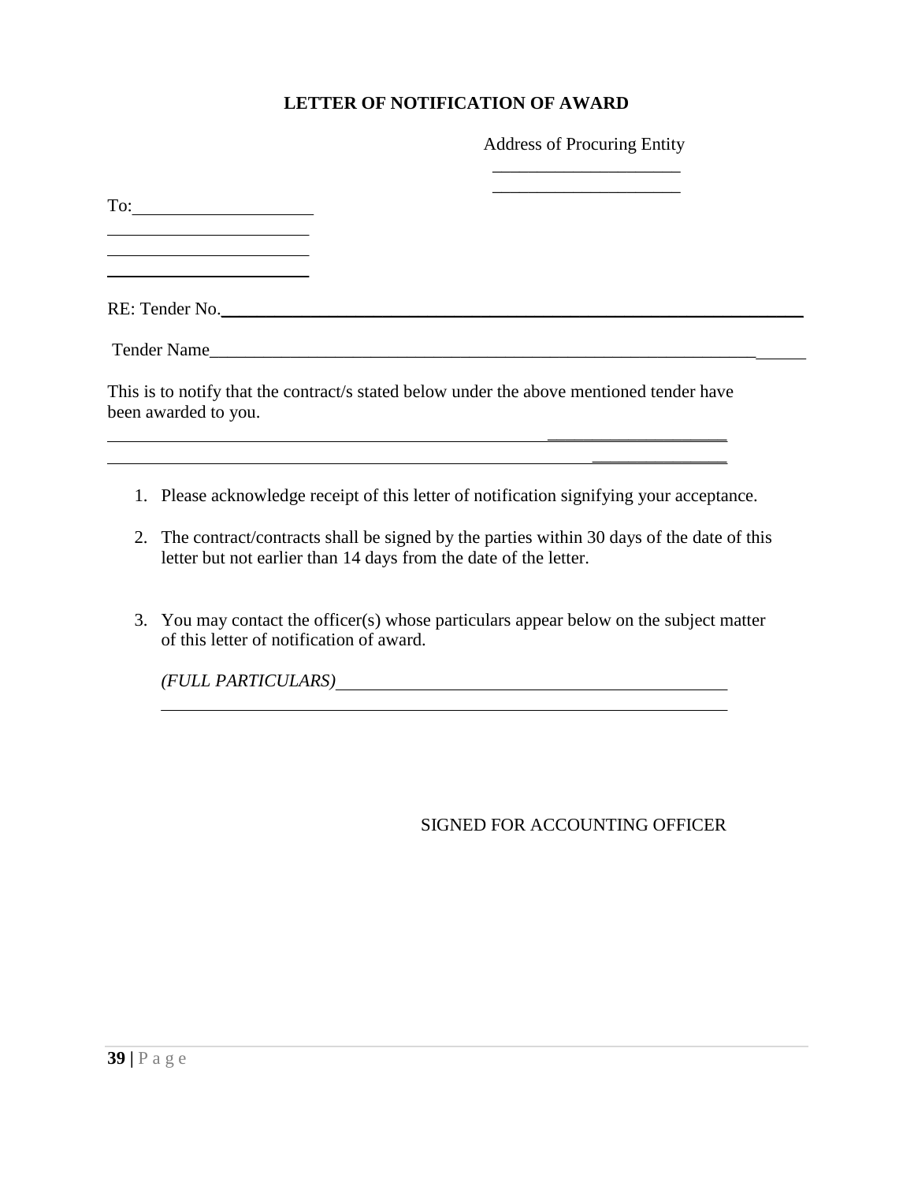**LETTER OF NOTIFICATION OF AWARD**

Address of Procuring Entity

_____________________

_____________________

To:____________________

_______________________

_______________________

_______________________

RE: Tender No.__________________________________________________________________

Tender Name_____________________________________________________________________

This is to notify that the contract/s stated below under the above mentioned tender have been awarded to you.

______________________________________________________________________________

______________________________________________________________________________

1. Please acknowledge receipt of this letter of notification signifying your acceptance.
2. The contract/contracts shall be signed by the parties within 30 days of the date of this letter but not earlier than 14 days from the date of the letter.
3. You may contact the officer(s) whose particulars appear below on the subject matter of this letter of notification of award.

   *(FULL PARTICULARS)*_____________________________________________

   ______________________________________________________________

SIGNED FOR ACCOUNTING OFFICER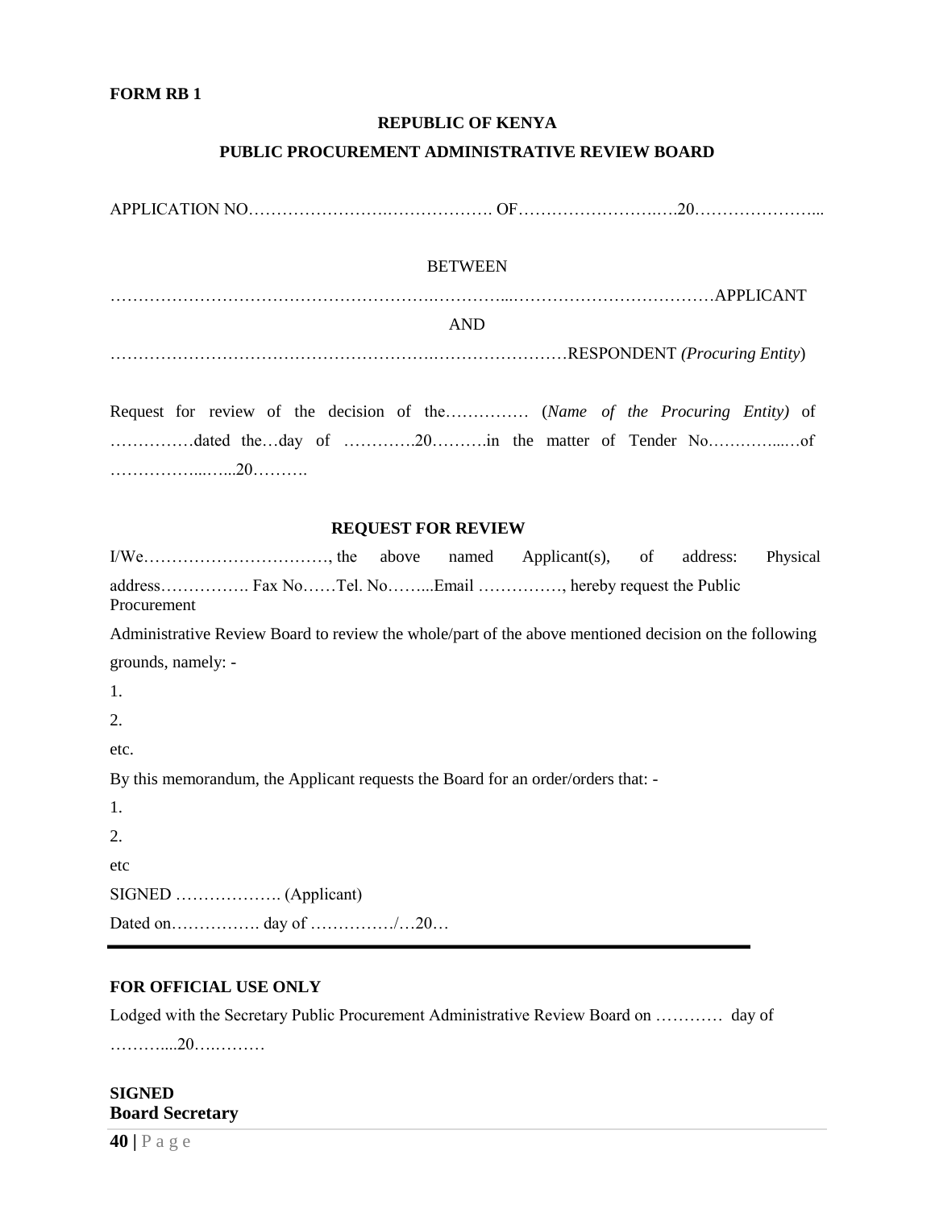**FORM RB 1**

**REPUBLIC OF KENYA**

**PUBLIC PROCUREMENT ADMINISTRATIVE REVIEW BOARD**

APPLICATION NO…………………….………………. OF……….…………….….20…………………...

BETWEEN

…………………………………………………….…………...………………………………APPLICANT

AND

…………………………………………………….……………………RESPONDENT *(Procuring Entity*)

Request for review of the decision of the…………… (*Name of the Procuring Entity)* of ……………dated the…day of ………….20……….in the matter of Tender No…………...…of ……………...…...20……….

**REQUEST FOR REVIEW**

I/We……………………………, the above named Applicant(s), of address: Physical address……………. Fax No……Tel. No……...Email ……………, hereby request the Public Procurement Administrative Review Board to review the whole/part of the above mentioned decision on the following grounds, namely: -

1.

2.

etc.

By this memorandum, the Applicant requests the Board for an order/orders that: -

1.

2.

etc

SIGNED ………………. (Applicant)

Dated on……………. day of ……………/…20…

---

**FOR OFFICIAL USE ONLY**

Lodged with the Secretary Public Procurement Administrative Review Board on ………… day of ………....20….………

**SIGNED**
**Board Secretary**